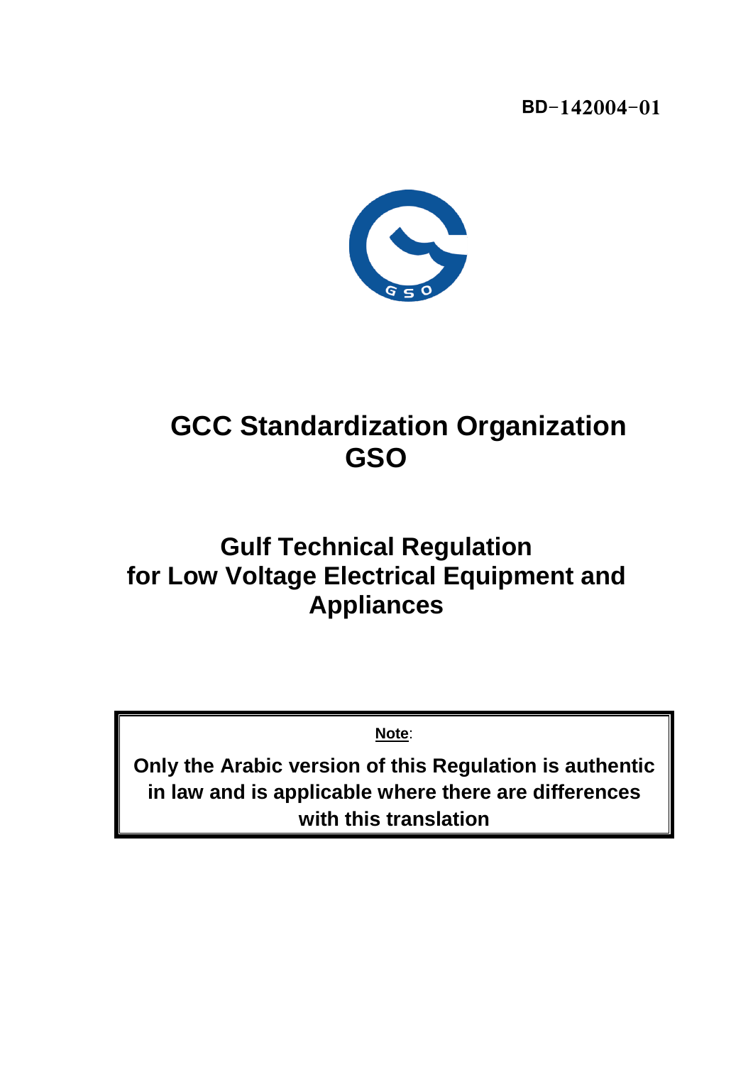BD-142004-01

# GCC Standardization Organization GSO

# Gulf Technical Regulation for Low Voltage Electrical Equipment and Appliances

**Note**:

**Only the Arabic version of this Regulation is authentic in law and is applicable where there are differences with this translation**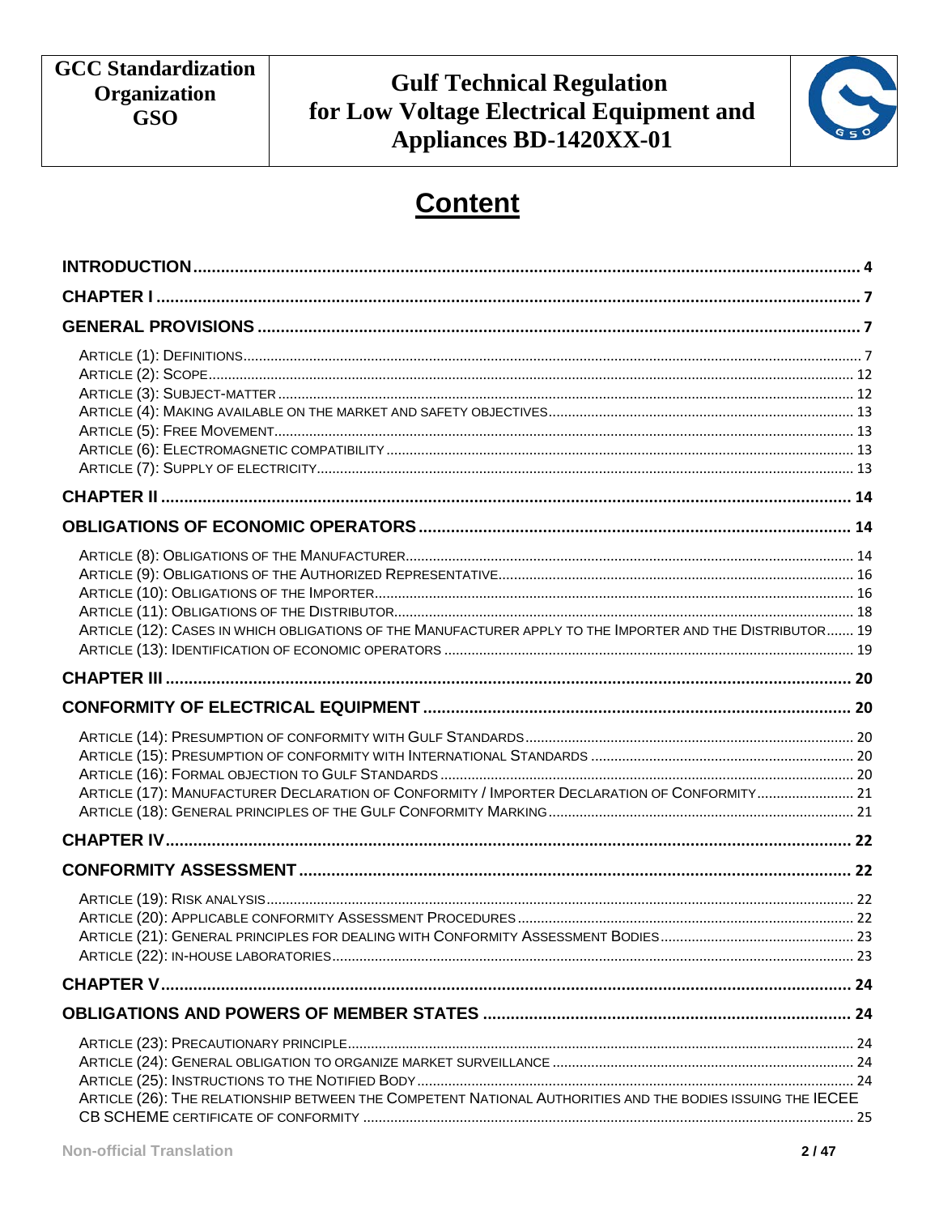# Content

| | |
|---|---|
| **INTRODUCTION** | **4** |
| **CHAPTER I** | **7** |
| **GENERAL PROVISIONS** | **7** |
| ARTICLE (1): DEFINITIONS | 7 |
| ARTICLE (2): SCOPE | 12 |
| ARTICLE (3): SUBJECT-MATTER | 12 |
| ARTICLE (4): MAKING AVAILABLE ON THE MARKET AND SAFETY OBJECTIVES | 13 |
| ARTICLE (5): FREE MOVEMENT | 13 |
| ARTICLE (6): ELECTROMAGNETIC COMPATIBILITY | 13 |
| ARTICLE (7): SUPPLY OF ELECTRICITY | 13 |
| **CHAPTER II** | **14** |
| **OBLIGATIONS OF ECONOMIC OPERATORS** | **14** |
| ARTICLE (8): OBLIGATIONS OF THE MANUFACTURER | 14 |
| ARTICLE (9): OBLIGATIONS OF THE AUTHORIZED REPRESENTATIVE | 16 |
| ARTICLE (10): OBLIGATIONS OF THE IMPORTER | 16 |
| ARTICLE (11): OBLIGATIONS OF THE DISTRIBUTOR | 18 |
| ARTICLE (12): CASES IN WHICH OBLIGATIONS OF THE MANUFACTURER APPLY TO THE IMPORTER AND THE DISTRIBUTOR | 19 |
| ARTICLE (13): IDENTIFICATION OF ECONOMIC OPERATORS | 19 |
| **CHAPTER III** | **20** |
| **CONFORMITY OF ELECTRICAL EQUIPMENT** | **20** |
| ARTICLE (14): PRESUMPTION OF CONFORMITY WITH GULF STANDARDS | 20 |
| ARTICLE (15): PRESUMPTION OF CONFORMITY WITH INTERNATIONAL STANDARDS | 20 |
| ARTICLE (16): FORMAL OBJECTION TO GULF STANDARDS | 20 |
| ARTICLE (17): MANUFACTURER DECLARATION OF CONFORMITY / IMPORTER DECLARATION OF CONFORMITY | 21 |
| ARTICLE (18): GENERAL PRINCIPLES OF THE GULF CONFORMITY MARKING | 21 |
| **CHAPTER IV** | **22** |
| **CONFORMITY ASSESSMENT** | **22** |
| ARTICLE (19): RISK ANALYSIS | 22 |
| ARTICLE (20): APPLICABLE CONFORMITY ASSESSMENT PROCEDURES | 22 |
| ARTICLE (21): GENERAL PRINCIPLES FOR DEALING WITH CONFORMITY ASSESSMENT BODIES | 23 |
| ARTICLE (22): IN-HOUSE LABORATORIES | 23 |
| **CHAPTER V** | **24** |
| **OBLIGATIONS AND POWERS OF MEMBER STATES** | **24** |
| ARTICLE (23): PRECAUTIONARY PRINCIPLE | 24 |
| ARTICLE (24): GENERAL OBLIGATION TO ORGANIZE MARKET SURVEILLANCE | 24 |
| ARTICLE (25): INSTRUCTIONS TO THE NOTIFIED BODY | 24 |
| ARTICLE (26): THE RELATIONSHIP BETWEEN THE COMPETENT NATIONAL AUTHORITIES AND THE BODIES ISSUING THE IECEE CB SCHEME CERTIFICATE OF CONFORMITY | 25 |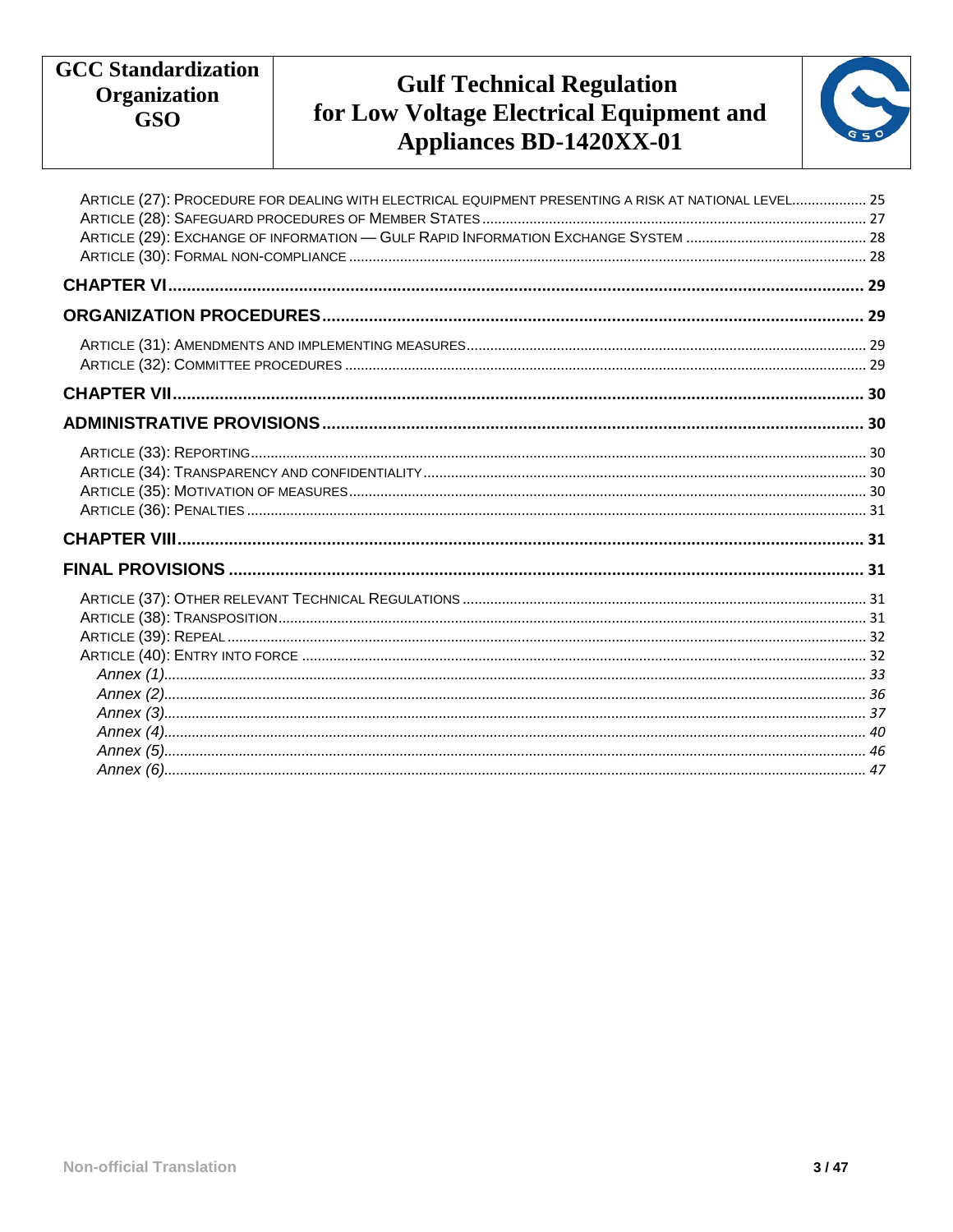ARTICLE (27): PROCEDURE FOR DEALING WITH ELECTRICAL EQUIPMENT PRESENTING A RISK AT NATIONAL LEVEL.................. 25
ARTICLE (28): SAFEGUARD PROCEDURES OF MEMBER STATES ........................................................................................ 27
ARTICLE (29): EXCHANGE OF INFORMATION — GULF RAPID INFORMATION EXCHANGE SYSTEM ............................................. 28
ARTICLE (30): FORMAL NON-COMPLIANCE ........................................................................................................ 28

**CHAPTER VI .............................................................................................................................. 29**

**ORGANIZATION PROCEDURES ....................................................................................................... 29**

ARTICLE (31): AMENDMENTS AND IMPLEMENTING MEASURES ................................................................................ 29
ARTICLE (32): COMMITTEE PROCEDURES ............................................................................................................ 29

**CHAPTER VII ............................................................................................................................. 30**

**ADMINISTRATIVE PROVISIONS ...................................................................................................... 30**

ARTICLE (33): REPORTING ................................................................................................................................ 30
ARTICLE (34): TRANSPARENCY AND CONFIDENTIALITY ......................................................................................... 30
ARTICLE (35): MOTIVATION OF MEASURES ........................................................................................................ 30
ARTICLE (36): PENALTIES ................................................................................................................................. 31

**CHAPTER VIII ............................................................................................................................ 31**

**FINAL PROVISIONS .................................................................................................................... 31**

ARTICLE (37): OTHER RELEVANT TECHNICAL REGULATIONS ................................................................................. 31
ARTICLE (38): TRANSPOSITION .......................................................................................................................... 31
ARTICLE (39): REPEAL ...................................................................................................................................... 32
ARTICLE (40): ENTRY INTO FORCE ..................................................................................................................... 32
*Annex (1)........................................................................................................................................ 33*
*Annex (2)........................................................................................................................................ 36*
*Annex (3)........................................................................................................................................ 37*
*Annex (4)........................................................................................................................................ 40*
*Annex (5)........................................................................................................................................ 46*
*Annex (6)........................................................................................................................................ 47*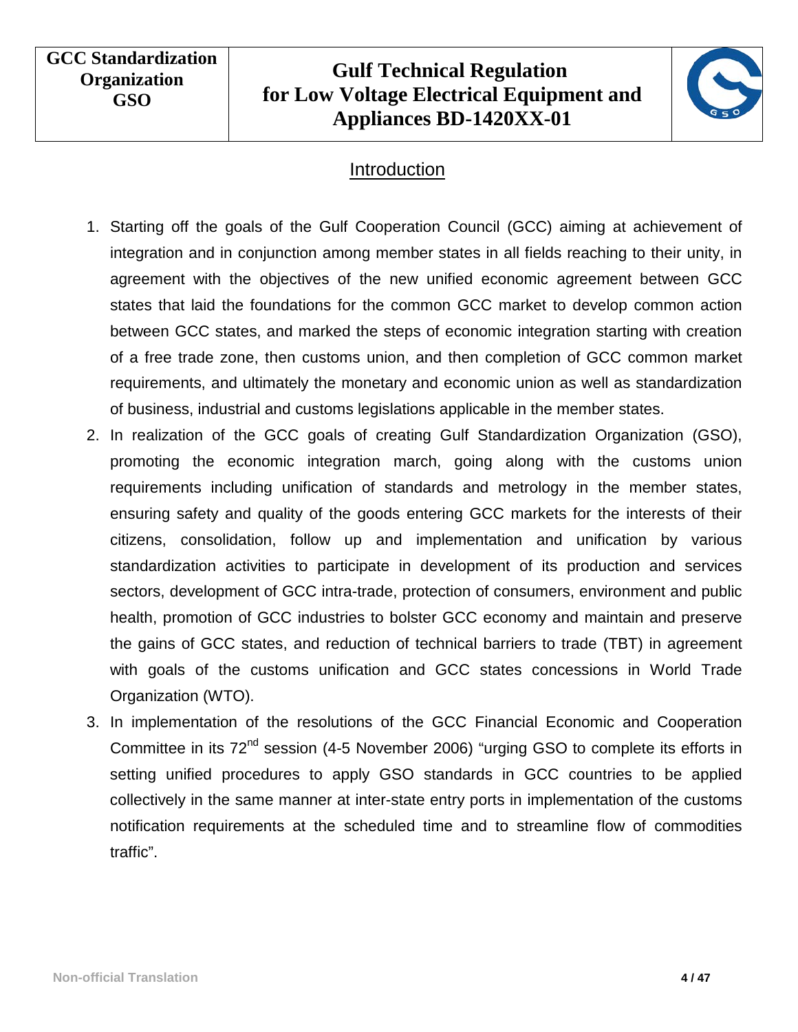## Introduction

1. Starting off the goals of the Gulf Cooperation Council (GCC) aiming at achievement of integration and in conjunction among member states in all fields reaching to their unity, in agreement with the objectives of the new unified economic agreement between GCC states that laid the foundations for the common GCC market to develop common action between GCC states, and marked the steps of economic integration starting with creation of a free trade zone, then customs union, and then completion of GCC common market requirements, and ultimately the monetary and economic union as well as standardization of business, industrial and customs legislations applicable in the member states.
2. In realization of the GCC goals of creating Gulf Standardization Organization (GSO), promoting the economic integration march, going along with the customs union requirements including unification of standards and metrology in the member states, ensuring safety and quality of the goods entering GCC markets for the interests of their citizens, consolidation, follow up and implementation and unification by various standardization activities to participate in development of its production and services sectors, development of GCC intra-trade, protection of consumers, environment and public health, promotion of GCC industries to bolster GCC economy and maintain and preserve the gains of GCC states, and reduction of technical barriers to trade (TBT) in agreement with goals of the customs unification and GCC states concessions in World Trade Organization (WTO).
3. In implementation of the resolutions of the GCC Financial Economic and Cooperation Committee in its 72nd session (4-5 November 2006) "urging GSO to complete its efforts in setting unified procedures to apply GSO standards in GCC countries to be applied collectively in the same manner at inter-state entry ports in implementation of the customs notification requirements at the scheduled time and to streamline flow of commodities traffic".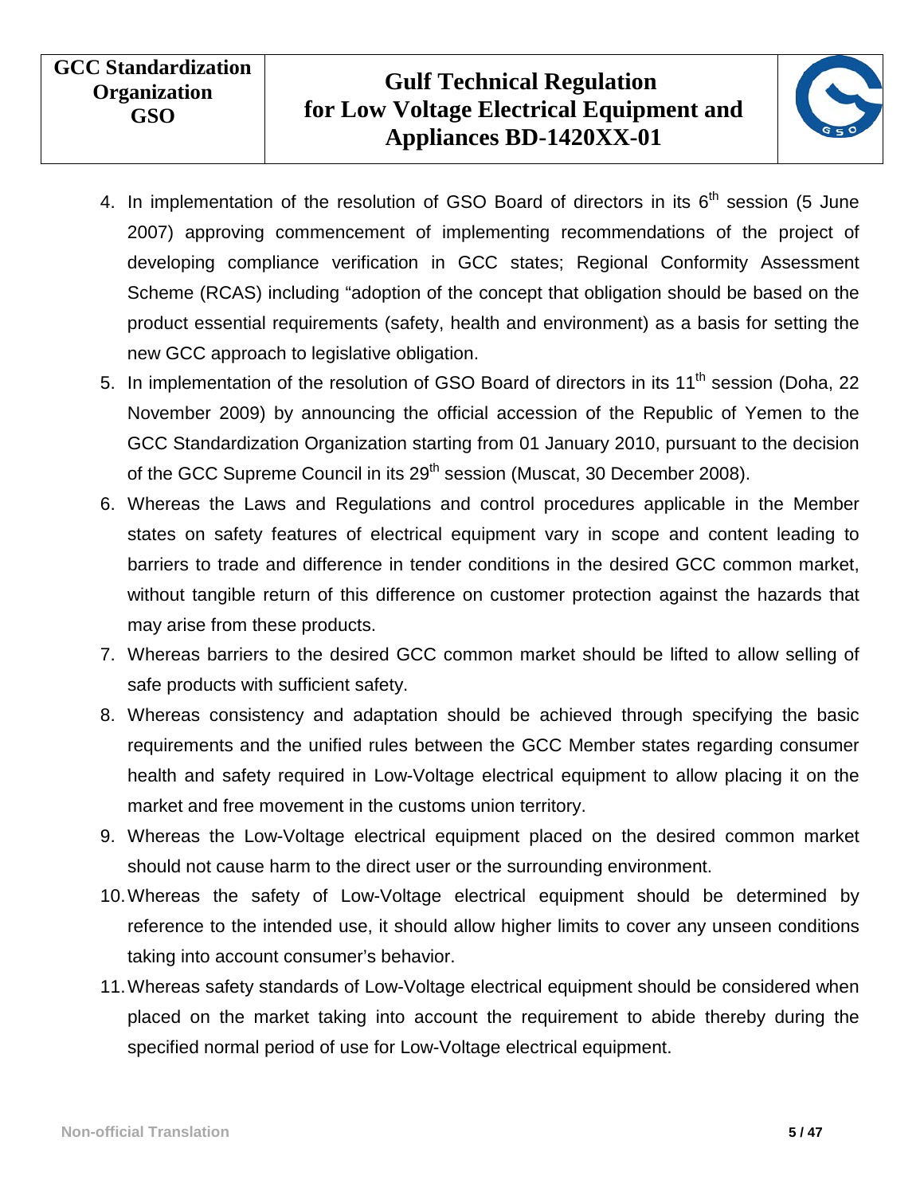4. In implementation of the resolution of GSO Board of directors in its 6th session (5 June 2007) approving commencement of implementing recommendations of the project of developing compliance verification in GCC states; Regional Conformity Assessment Scheme (RCAS) including "adoption of the concept that obligation should be based on the product essential requirements (safety, health and environment) as a basis for setting the new GCC approach to legislative obligation.
5. In implementation of the resolution of GSO Board of directors in its 11th session (Doha, 22 November 2009) by announcing the official accession of the Republic of Yemen to the GCC Standardization Organization starting from 01 January 2010, pursuant to the decision of the GCC Supreme Council in its 29th session (Muscat, 30 December 2008).
6. Whereas the Laws and Regulations and control procedures applicable in the Member states on safety features of electrical equipment vary in scope and content leading to barriers to trade and difference in tender conditions in the desired GCC common market, without tangible return of this difference on customer protection against the hazards that may arise from these products.
7. Whereas barriers to the desired GCC common market should be lifted to allow selling of safe products with sufficient safety.
8. Whereas consistency and adaptation should be achieved through specifying the basic requirements and the unified rules between the GCC Member states regarding consumer health and safety required in Low-Voltage electrical equipment to allow placing it on the market and free movement in the customs union territory.
9. Whereas the Low-Voltage electrical equipment placed on the desired common market should not cause harm to the direct user or the surrounding environment.
10. Whereas the safety of Low-Voltage electrical equipment should be determined by reference to the intended use, it should allow higher limits to cover any unseen conditions taking into account consumer's behavior.
11. Whereas safety standards of Low-Voltage electrical equipment should be considered when placed on the market taking into account the requirement to abide thereby during the specified normal period of use for Low-Voltage electrical equipment.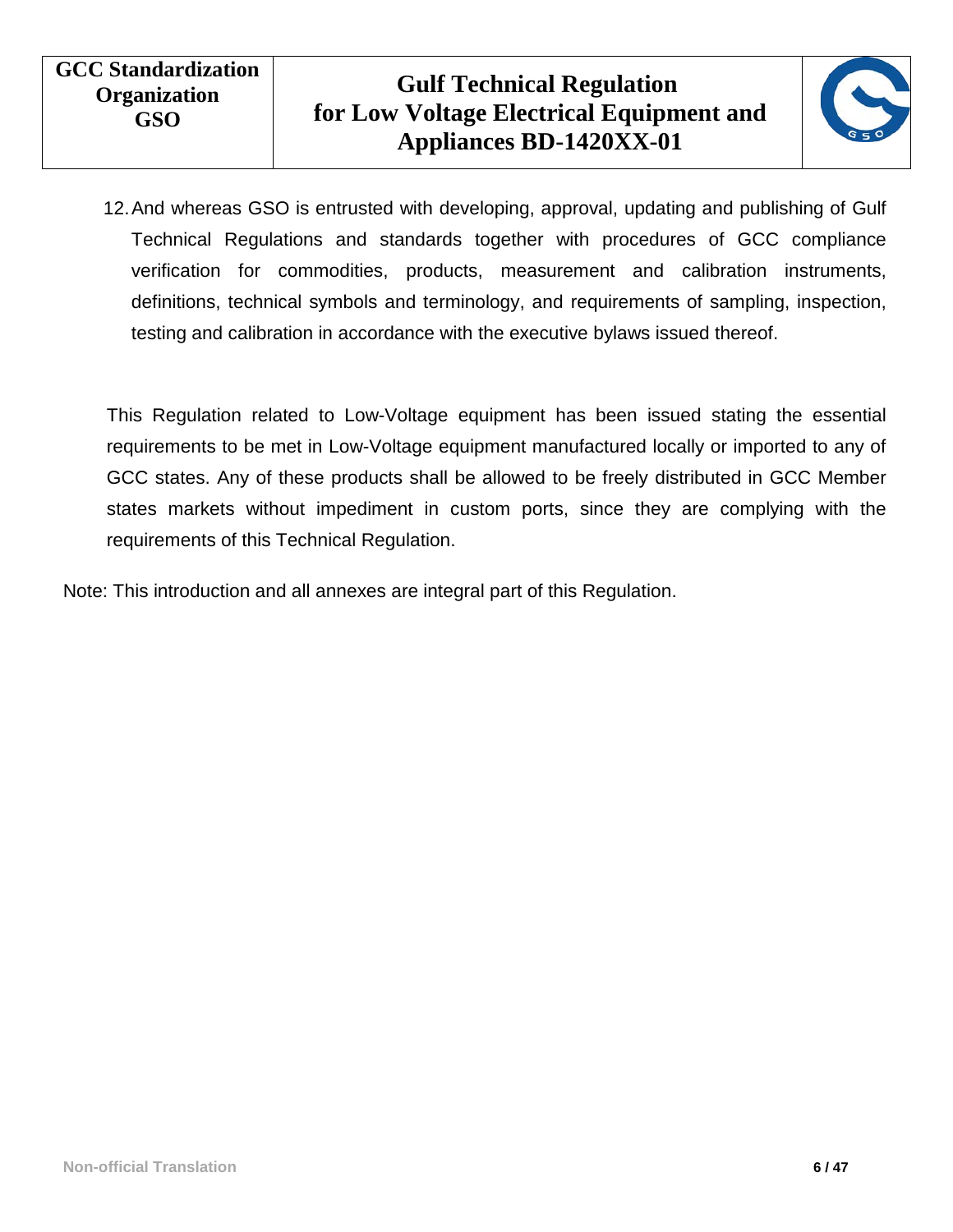12. And whereas GSO is entrusted with developing, approval, updating and publishing of Gulf Technical Regulations and standards together with procedures of GCC compliance verification for commodities, products, measurement and calibration instruments, definitions, technical symbols and terminology, and requirements of sampling, inspection, testing and calibration in accordance with the executive bylaws issued thereof.

This Regulation related to Low-Voltage equipment has been issued stating the essential requirements to be met in Low-Voltage equipment manufactured locally or imported to any of GCC states. Any of these products shall be allowed to be freely distributed in GCC Member states markets without impediment in custom ports, since they are complying with the requirements of this Technical Regulation.

Note: This introduction and all annexes are integral part of this Regulation.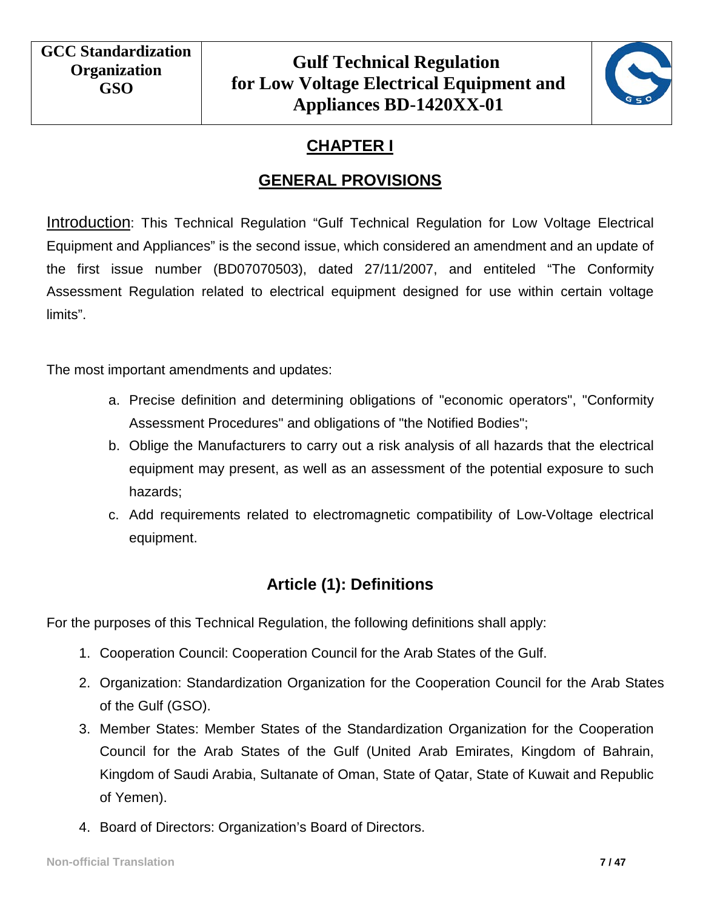# CHAPTER I

## GENERAL PROVISIONS

Introduction: This Technical Regulation “Gulf Technical Regulation for Low Voltage Electrical Equipment and Appliances” is the second issue, which considered an amendment and an update of the first issue number (BD07070503), dated 27/11/2007, and entiteled “The Conformity Assessment Regulation related to electrical equipment designed for use within certain voltage limits”.

The most important amendments and updates:

a. Precise definition and determining obligations of "economic operators", "Conformity Assessment Procedures" and obligations of "the Notified Bodies";
b. Oblige the Manufacturers to carry out a risk analysis of all hazards that the electrical equipment may present, as well as an assessment of the potential exposure to such hazards;
c. Add requirements related to electromagnetic compatibility of Low-Voltage electrical equipment.

### Article (1): Definitions

For the purposes of this Technical Regulation, the following definitions shall apply:

1. Cooperation Council: Cooperation Council for the Arab States of the Gulf.
2. Organization: Standardization Organization for the Cooperation Council for the Arab States of the Gulf (GSO).
3. Member States: Member States of the Standardization Organization for the Cooperation Council for the Arab States of the Gulf (United Arab Emirates, Kingdom of Bahrain, Kingdom of Saudi Arabia, Sultanate of Oman, State of Qatar, State of Kuwait and Republic of Yemen).
4. Board of Directors: Organization’s Board of Directors.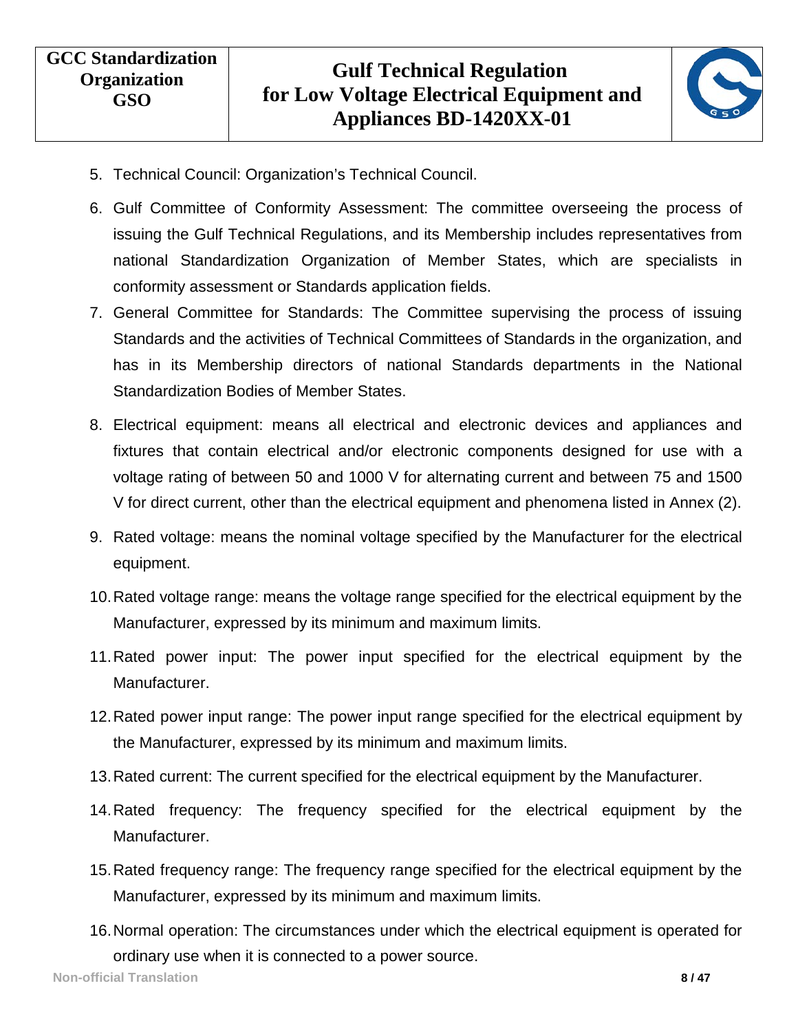5. Technical Council: Organization's Technical Council.
6. Gulf Committee of Conformity Assessment: The committee overseeing the process of issuing the Gulf Technical Regulations, and its Membership includes representatives from national Standardization Organization of Member States, which are specialists in conformity assessment or Standards application fields.
7. General Committee for Standards: The Committee supervising the process of issuing Standards and the activities of Technical Committees of Standards in the organization, and has in its Membership directors of national Standards departments in the National Standardization Bodies of Member States.
8. Electrical equipment: means all electrical and electronic devices and appliances and fixtures that contain electrical and/or electronic components designed for use with a voltage rating of between 50 and 1000 V for alternating current and between 75 and 1500 V for direct current, other than the electrical equipment and phenomena listed in Annex (2).
9. Rated voltage: means the nominal voltage specified by the Manufacturer for the electrical equipment.
10. Rated voltage range: means the voltage range specified for the electrical equipment by the Manufacturer, expressed by its minimum and maximum limits.
11. Rated power input: The power input specified for the electrical equipment by the Manufacturer.
12. Rated power input range: The power input range specified for the electrical equipment by the Manufacturer, expressed by its minimum and maximum limits.
13. Rated current: The current specified for the electrical equipment by the Manufacturer.
14. Rated frequency: The frequency specified for the electrical equipment by the Manufacturer.
15. Rated frequency range: The frequency range specified for the electrical equipment by the Manufacturer, expressed by its minimum and maximum limits.
16. Normal operation: The circumstances under which the electrical equipment is operated for ordinary use when it is connected to a power source.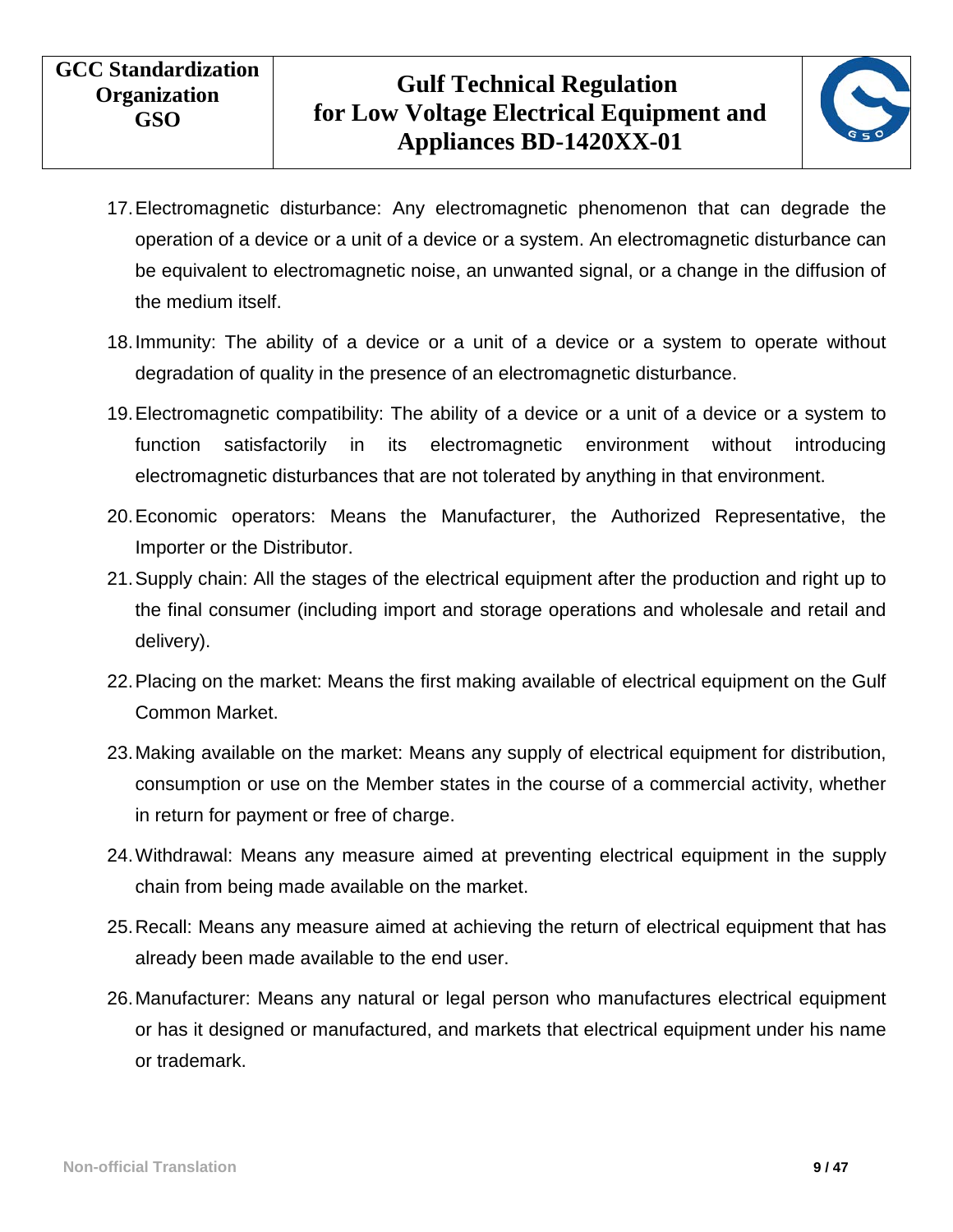17. Electromagnetic disturbance: Any electromagnetic phenomenon that can degrade the operation of a device or a unit of a device or a system. An electromagnetic disturbance can be equivalent to electromagnetic noise, an unwanted signal, or a change in the diffusion of the medium itself.
18. Immunity: The ability of a device or a unit of a device or a system to operate without degradation of quality in the presence of an electromagnetic disturbance.
19. Electromagnetic compatibility: The ability of a device or a unit of a device or a system to function satisfactorily in its electromagnetic environment without introducing electromagnetic disturbances that are not tolerated by anything in that environment.
20. Economic operators: Means the Manufacturer, the Authorized Representative, the Importer or the Distributor.
21. Supply chain: All the stages of the electrical equipment after the production and right up to the final consumer (including import and storage operations and wholesale and retail and delivery).
22. Placing on the market: Means the first making available of electrical equipment on the Gulf Common Market.
23. Making available on the market: Means any supply of electrical equipment for distribution, consumption or use on the Member states in the course of a commercial activity, whether in return for payment or free of charge.
24. Withdrawal: Means any measure aimed at preventing electrical equipment in the supply chain from being made available on the market.
25. Recall: Means any measure aimed at achieving the return of electrical equipment that has already been made available to the end user.
26. Manufacturer: Means any natural or legal person who manufactures electrical equipment or has it designed or manufactured, and markets that electrical equipment under his name or trademark.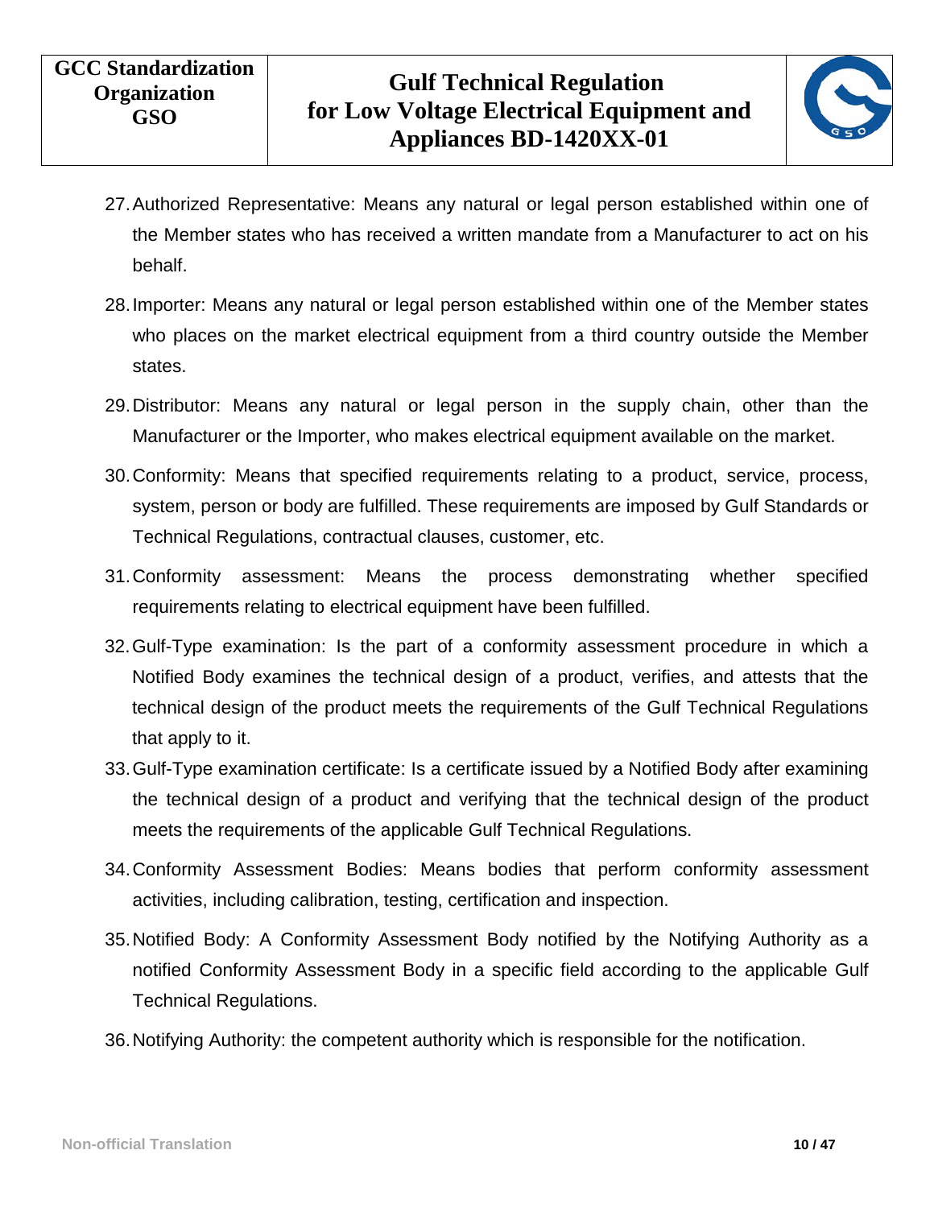27. Authorized Representative: Means any natural or legal person established within one of the Member states who has received a written mandate from a Manufacturer to act on his behalf.

28. Importer: Means any natural or legal person established within one of the Member states who places on the market electrical equipment from a third country outside the Member states.

29. Distributor: Means any natural or legal person in the supply chain, other than the Manufacturer or the Importer, who makes electrical equipment available on the market.

30. Conformity: Means that specified requirements relating to a product, service, process, system, person or body are fulfilled. These requirements are imposed by Gulf Standards or Technical Regulations, contractual clauses, customer, etc.

31. Conformity assessment: Means the process demonstrating whether specified requirements relating to electrical equipment have been fulfilled.

32. Gulf-Type examination: Is the part of a conformity assessment procedure in which a Notified Body examines the technical design of a product, verifies, and attests that the technical design of the product meets the requirements of the Gulf Technical Regulations that apply to it.

33. Gulf-Type examination certificate: Is a certificate issued by a Notified Body after examining the technical design of a product and verifying that the technical design of the product meets the requirements of the applicable Gulf Technical Regulations.

34. Conformity Assessment Bodies: Means bodies that perform conformity assessment activities, including calibration, testing, certification and inspection.

35. Notified Body: A Conformity Assessment Body notified by the Notifying Authority as a notified Conformity Assessment Body in a specific field according to the applicable Gulf Technical Regulations.

36. Notifying Authority: the competent authority which is responsible for the notification.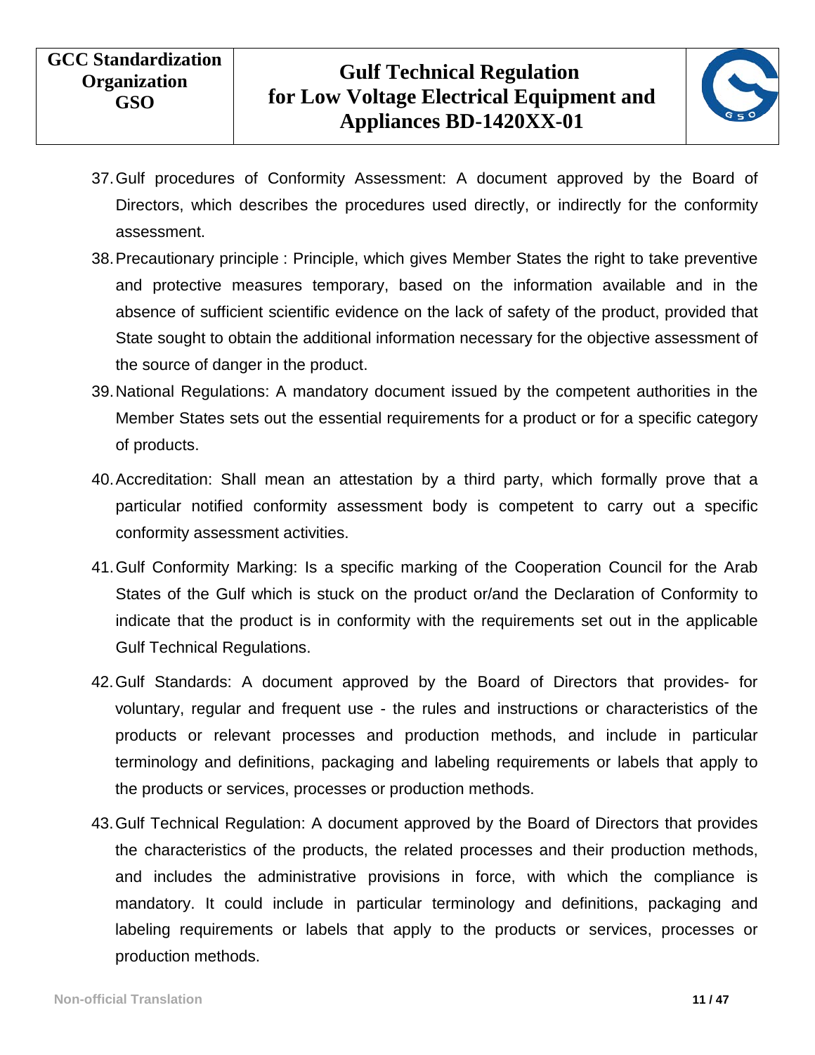37. Gulf procedures of Conformity Assessment: A document approved by the Board of Directors, which describes the procedures used directly, or indirectly for the conformity assessment.
38. Precautionary principle : Principle, which gives Member States the right to take preventive and protective measures temporary, based on the information available and in the absence of sufficient scientific evidence on the lack of safety of the product, provided that State sought to obtain the additional information necessary for the objective assessment of the source of danger in the product.
39. National Regulations: A mandatory document issued by the competent authorities in the Member States sets out the essential requirements for a product or for a specific category of products.
40. Accreditation: Shall mean an attestation by a third party, which formally prove that a particular notified conformity assessment body is competent to carry out a specific conformity assessment activities.
41. Gulf Conformity Marking: Is a specific marking of the Cooperation Council for the Arab States of the Gulf which is stuck on the product or/and the Declaration of Conformity to indicate that the product is in conformity with the requirements set out in the applicable Gulf Technical Regulations.
42. Gulf Standards: A document approved by the Board of Directors that provides- for voluntary, regular and frequent use - the rules and instructions or characteristics of the products or relevant processes and production methods, and include in particular terminology and definitions, packaging and labeling requirements or labels that apply to the products or services, processes or production methods.
43. Gulf Technical Regulation: A document approved by the Board of Directors that provides the characteristics of the products, the related processes and their production methods, and includes the administrative provisions in force, with which the compliance is mandatory. It could include in particular terminology and definitions, packaging and labeling requirements or labels that apply to the products or services, processes or production methods.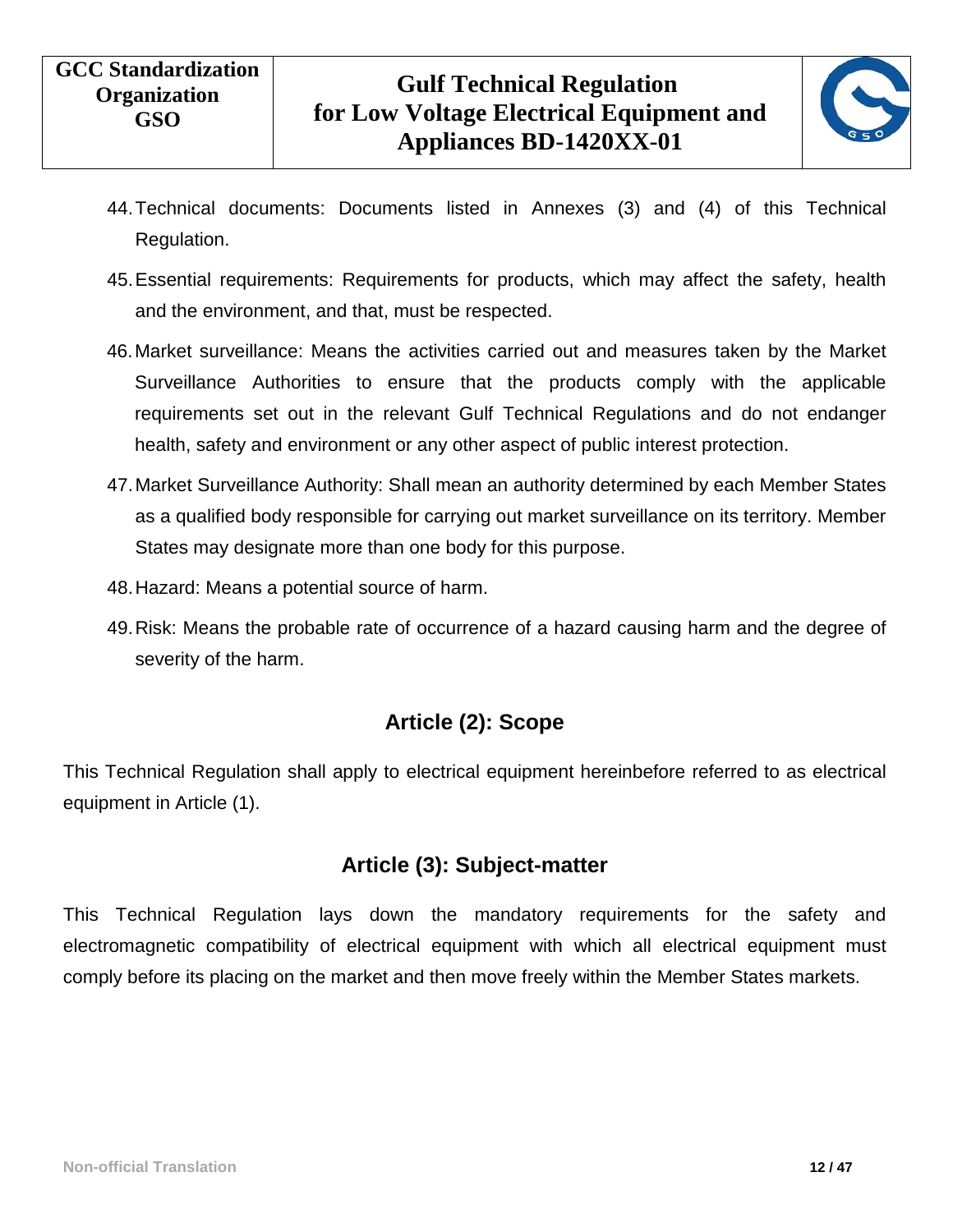44. Technical documents: Documents listed in Annexes (3) and (4) of this Technical Regulation.
45. Essential requirements: Requirements for products, which may affect the safety, health and the environment, and that, must be respected.
46. Market surveillance: Means the activities carried out and measures taken by the Market Surveillance Authorities to ensure that the products comply with the applicable requirements set out in the relevant Gulf Technical Regulations and do not endanger health, safety and environment or any other aspect of public interest protection.
47. Market Surveillance Authority: Shall mean an authority determined by each Member States as a qualified body responsible for carrying out market surveillance on its territory. Member States may designate more than one body for this purpose.
48. Hazard: Means a potential source of harm.
49. Risk: Means the probable rate of occurrence of a hazard causing harm and the degree of severity of the harm.

## Article (2): Scope

This Technical Regulation shall apply to electrical equipment hereinbefore referred to as electrical equipment in Article (1).

## Article (3): Subject-matter

This Technical Regulation lays down the mandatory requirements for the safety and electromagnetic compatibility of electrical equipment with which all electrical equipment must comply before its placing on the market and then move freely within the Member States markets.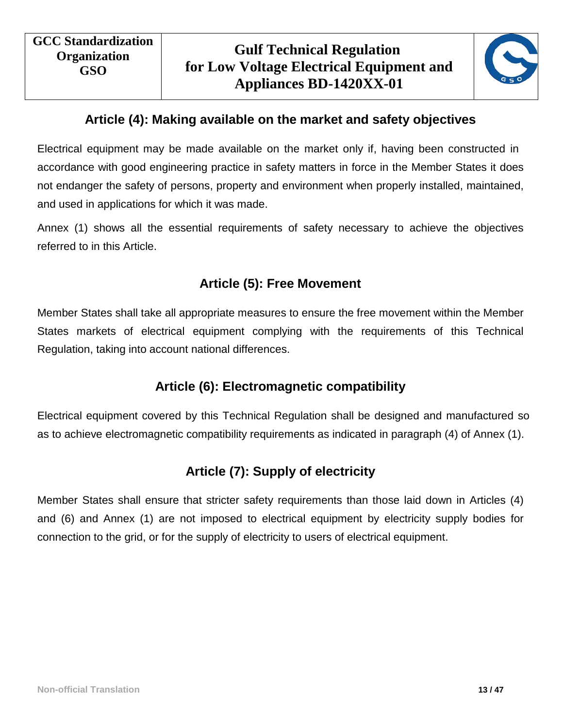## Article (4): Making available on the market and safety objectives

Electrical equipment may be made available on the market only if, having been constructed in accordance with good engineering practice in safety matters in force in the Member States it does not endanger the safety of persons, property and environment when properly installed, maintained, and used in applications for which it was made.

Annex (1) shows all the essential requirements of safety necessary to achieve the objectives referred to in this Article.

## Article (5): Free Movement

Member States shall take all appropriate measures to ensure the free movement within the Member States markets of electrical equipment complying with the requirements of this Technical Regulation, taking into account national differences.

## Article (6): Electromagnetic compatibility

Electrical equipment covered by this Technical Regulation shall be designed and manufactured so as to achieve electromagnetic compatibility requirements as indicated in paragraph (4) of Annex (1).

## Article (7): Supply of electricity

Member States shall ensure that stricter safety requirements than those laid down in Articles (4) and (6) and Annex (1) are not imposed to electrical equipment by electricity supply bodies for connection to the grid, or for the supply of electricity to users of electrical equipment.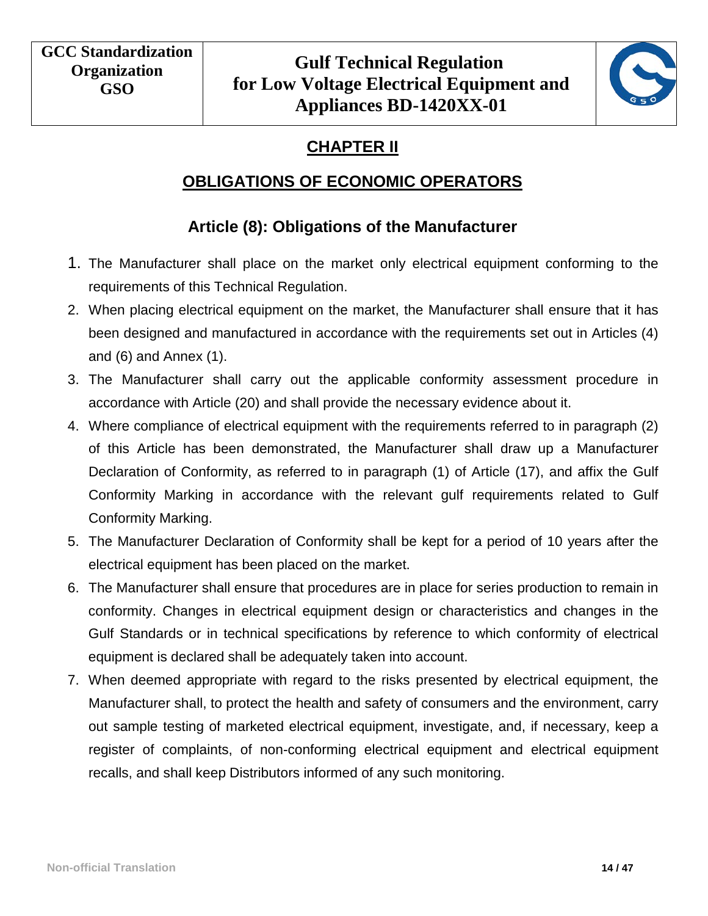# CHAPTER II

## OBLIGATIONS OF ECONOMIC OPERATORS

### Article (8): Obligations of the Manufacturer

1. The Manufacturer shall place on the market only electrical equipment conforming to the requirements of this Technical Regulation.
2. When placing electrical equipment on the market, the Manufacturer shall ensure that it has been designed and manufactured in accordance with the requirements set out in Articles (4) and (6) and Annex (1).
3. The Manufacturer shall carry out the applicable conformity assessment procedure in accordance with Article (20) and shall provide the necessary evidence about it.
4. Where compliance of electrical equipment with the requirements referred to in paragraph (2) of this Article has been demonstrated, the Manufacturer shall draw up a Manufacturer Declaration of Conformity, as referred to in paragraph (1) of Article (17), and affix the Gulf Conformity Marking in accordance with the relevant gulf requirements related to Gulf Conformity Marking.
5. The Manufacturer Declaration of Conformity shall be kept for a period of 10 years after the electrical equipment has been placed on the market.
6. The Manufacturer shall ensure that procedures are in place for series production to remain in conformity. Changes in electrical equipment design or characteristics and changes in the Gulf Standards or in technical specifications by reference to which conformity of electrical equipment is declared shall be adequately taken into account.
7. When deemed appropriate with regard to the risks presented by electrical equipment, the Manufacturer shall, to protect the health and safety of consumers and the environment, carry out sample testing of marketed electrical equipment, investigate, and, if necessary, keep a register of complaints, of non-conforming electrical equipment and electrical equipment recalls, and shall keep Distributors informed of any such monitoring.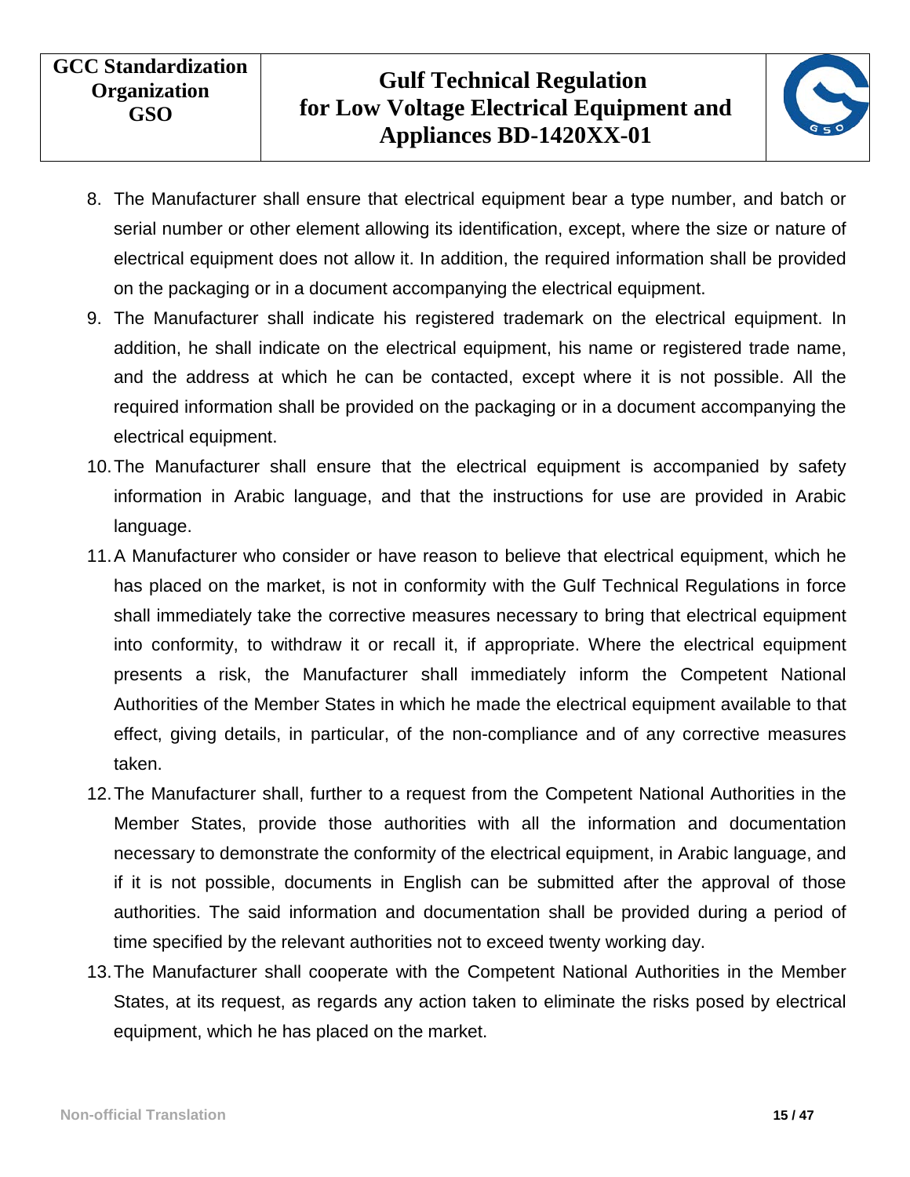8. The Manufacturer shall ensure that electrical equipment bear a type number, and batch or serial number or other element allowing its identification, except, where the size or nature of electrical equipment does not allow it. In addition, the required information shall be provided on the packaging or in a document accompanying the electrical equipment.
9. The Manufacturer shall indicate his registered trademark on the electrical equipment. In addition, he shall indicate on the electrical equipment, his name or registered trade name, and the address at which he can be contacted, except where it is not possible. All the required information shall be provided on the packaging or in a document accompanying the electrical equipment.
10. The Manufacturer shall ensure that the electrical equipment is accompanied by safety information in Arabic language, and that the instructions for use are provided in Arabic language.
11. A Manufacturer who consider or have reason to believe that electrical equipment, which he has placed on the market, is not in conformity with the Gulf Technical Regulations in force shall immediately take the corrective measures necessary to bring that electrical equipment into conformity, to withdraw it or recall it, if appropriate. Where the electrical equipment presents a risk, the Manufacturer shall immediately inform the Competent National Authorities of the Member States in which he made the electrical equipment available to that effect, giving details, in particular, of the non-compliance and of any corrective measures taken.
12. The Manufacturer shall, further to a request from the Competent National Authorities in the Member States, provide those authorities with all the information and documentation necessary to demonstrate the conformity of the electrical equipment, in Arabic language, and if it is not possible, documents in English can be submitted after the approval of those authorities. The said information and documentation shall be provided during a period of time specified by the relevant authorities not to exceed twenty working day.
13. The Manufacturer shall cooperate with the Competent National Authorities in the Member States, at its request, as regards any action taken to eliminate the risks posed by electrical equipment, which he has placed on the market.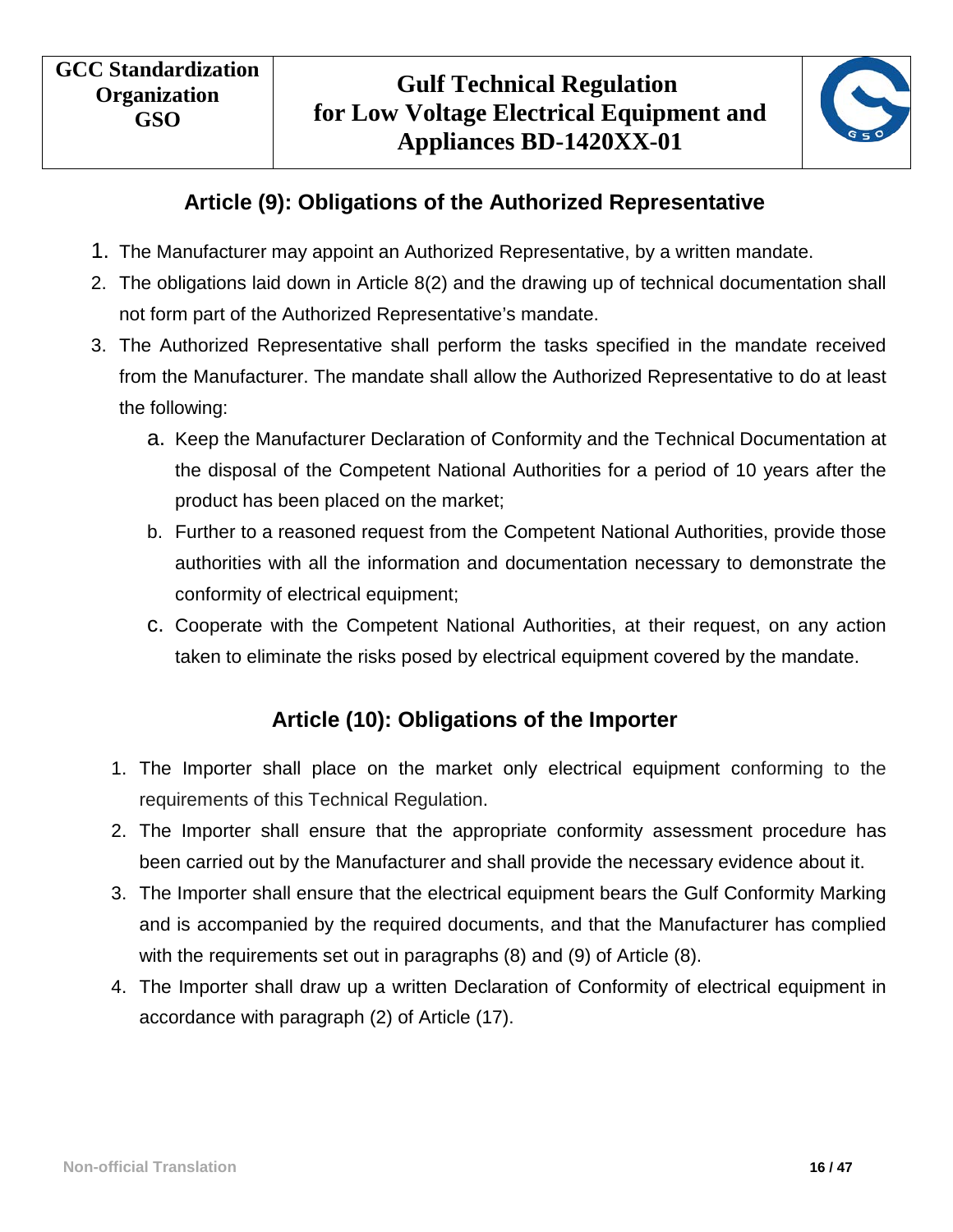## Article (9): Obligations of the Authorized Representative

1. The Manufacturer may appoint an Authorized Representative, by a written mandate.
2. The obligations laid down in Article 8(2) and the drawing up of technical documentation shall not form part of the Authorized Representative's mandate.
3. The Authorized Representative shall perform the tasks specified in the mandate received from the Manufacturer. The mandate shall allow the Authorized Representative to do at least the following:
   a. Keep the Manufacturer Declaration of Conformity and the Technical Documentation at the disposal of the Competent National Authorities for a period of 10 years after the product has been placed on the market;
   b. Further to a reasoned request from the Competent National Authorities, provide those authorities with all the information and documentation necessary to demonstrate the conformity of electrical equipment;
   c. Cooperate with the Competent National Authorities, at their request, on any action taken to eliminate the risks posed by electrical equipment covered by the mandate.

## Article (10): Obligations of the Importer

1. The Importer shall place on the market only electrical equipment conforming to the requirements of this Technical Regulation.
2. The Importer shall ensure that the appropriate conformity assessment procedure has been carried out by the Manufacturer and shall provide the necessary evidence about it.
3. The Importer shall ensure that the electrical equipment bears the Gulf Conformity Marking and is accompanied by the required documents, and that the Manufacturer has complied with the requirements set out in paragraphs (8) and (9) of Article (8).
4. The Importer shall draw up a written Declaration of Conformity of electrical equipment in accordance with paragraph (2) of Article (17).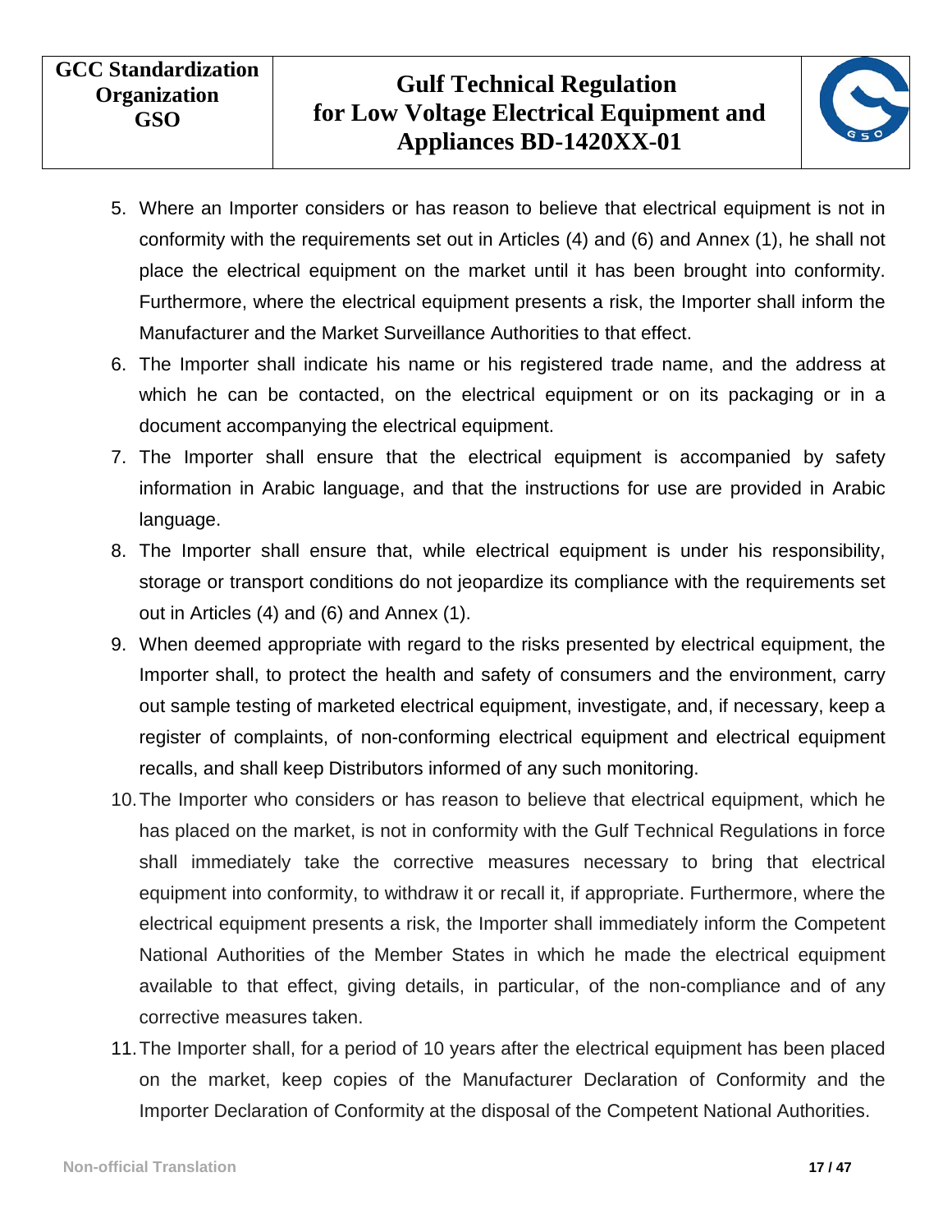5. Where an Importer considers or has reason to believe that electrical equipment is not in conformity with the requirements set out in Articles (4) and (6) and Annex (1), he shall not place the electrical equipment on the market until it has been brought into conformity. Furthermore, where the electrical equipment presents a risk, the Importer shall inform the Manufacturer and the Market Surveillance Authorities to that effect.
6. The Importer shall indicate his name or his registered trade name, and the address at which he can be contacted, on the electrical equipment or on its packaging or in a document accompanying the electrical equipment.
7. The Importer shall ensure that the electrical equipment is accompanied by safety information in Arabic language, and that the instructions for use are provided in Arabic language.
8. The Importer shall ensure that, while electrical equipment is under his responsibility, storage or transport conditions do not jeopardize its compliance with the requirements set out in Articles (4) and (6) and Annex (1).
9. When deemed appropriate with regard to the risks presented by electrical equipment, the Importer shall, to protect the health and safety of consumers and the environment, carry out sample testing of marketed electrical equipment, investigate, and, if necessary, keep a register of complaints, of non-conforming electrical equipment and electrical equipment recalls, and shall keep Distributors informed of any such monitoring.
10. The Importer who considers or has reason to believe that electrical equipment, which he has placed on the market, is not in conformity with the Gulf Technical Regulations in force shall immediately take the corrective measures necessary to bring that electrical equipment into conformity, to withdraw it or recall it, if appropriate. Furthermore, where the electrical equipment presents a risk, the Importer shall immediately inform the Competent National Authorities of the Member States in which he made the electrical equipment available to that effect, giving details, in particular, of the non-compliance and of any corrective measures taken.
11. The Importer shall, for a period of 10 years after the electrical equipment has been placed on the market, keep copies of the Manufacturer Declaration of Conformity and the Importer Declaration of Conformity at the disposal of the Competent National Authorities.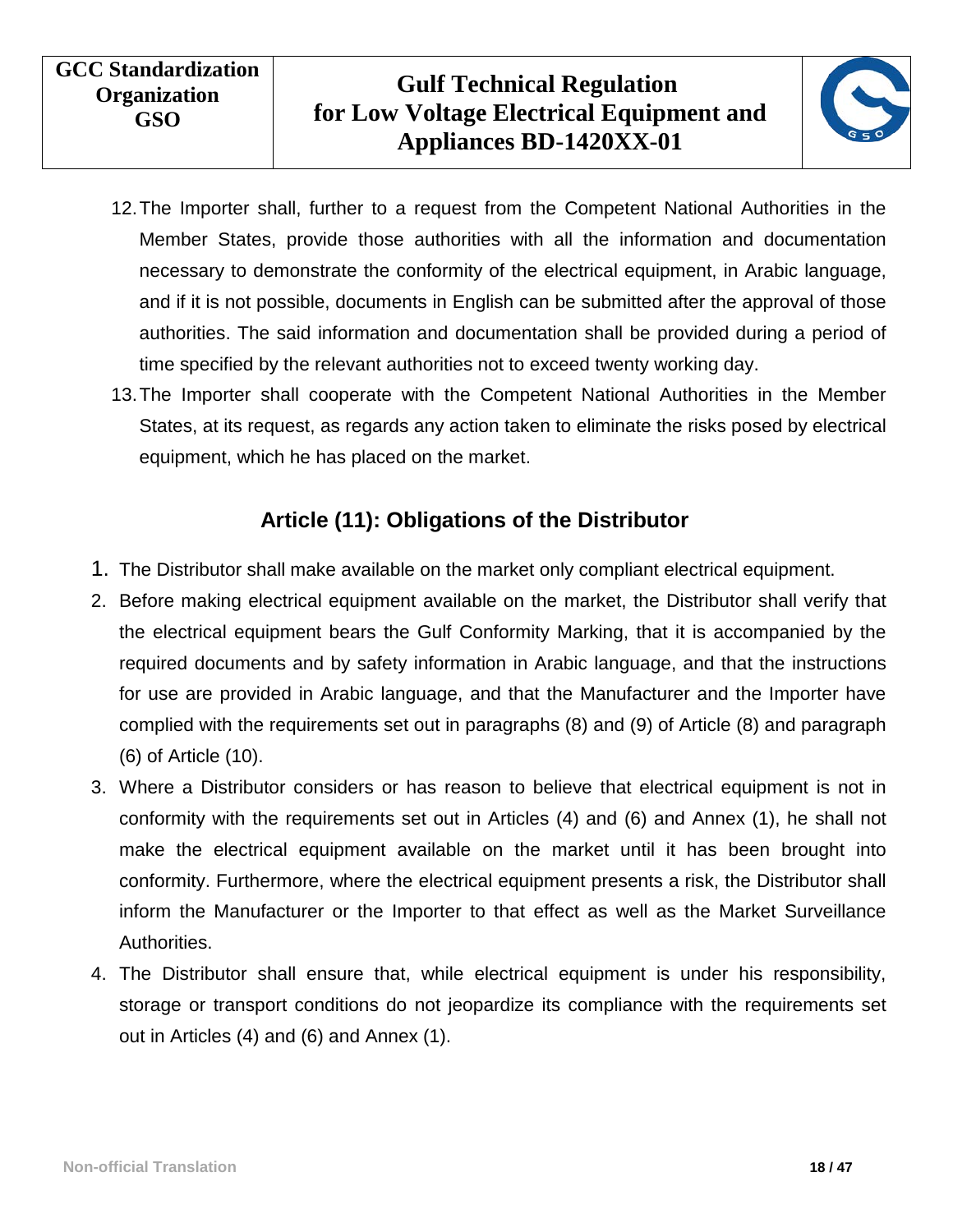12. The Importer shall, further to a request from the Competent National Authorities in the Member States, provide those authorities with all the information and documentation necessary to demonstrate the conformity of the electrical equipment, in Arabic language, and if it is not possible, documents in English can be submitted after the approval of those authorities. The said information and documentation shall be provided during a period of time specified by the relevant authorities not to exceed twenty working day.
13. The Importer shall cooperate with the Competent National Authorities in the Member States, at its request, as regards any action taken to eliminate the risks posed by electrical equipment, which he has placed on the market.

## Article (11): Obligations of the Distributor

1. The Distributor shall make available on the market only compliant electrical equipment.
2. Before making electrical equipment available on the market, the Distributor shall verify that the electrical equipment bears the Gulf Conformity Marking, that it is accompanied by the required documents and by safety information in Arabic language, and that the instructions for use are provided in Arabic language, and that the Manufacturer and the Importer have complied with the requirements set out in paragraphs (8) and (9) of Article (8) and paragraph (6) of Article (10).
3. Where a Distributor considers or has reason to believe that electrical equipment is not in conformity with the requirements set out in Articles (4) and (6) and Annex (1), he shall not make the electrical equipment available on the market until it has been brought into conformity. Furthermore, where the electrical equipment presents a risk, the Distributor shall inform the Manufacturer or the Importer to that effect as well as the Market Surveillance Authorities.
4. The Distributor shall ensure that, while electrical equipment is under his responsibility, storage or transport conditions do not jeopardize its compliance with the requirements set out in Articles (4) and (6) and Annex (1).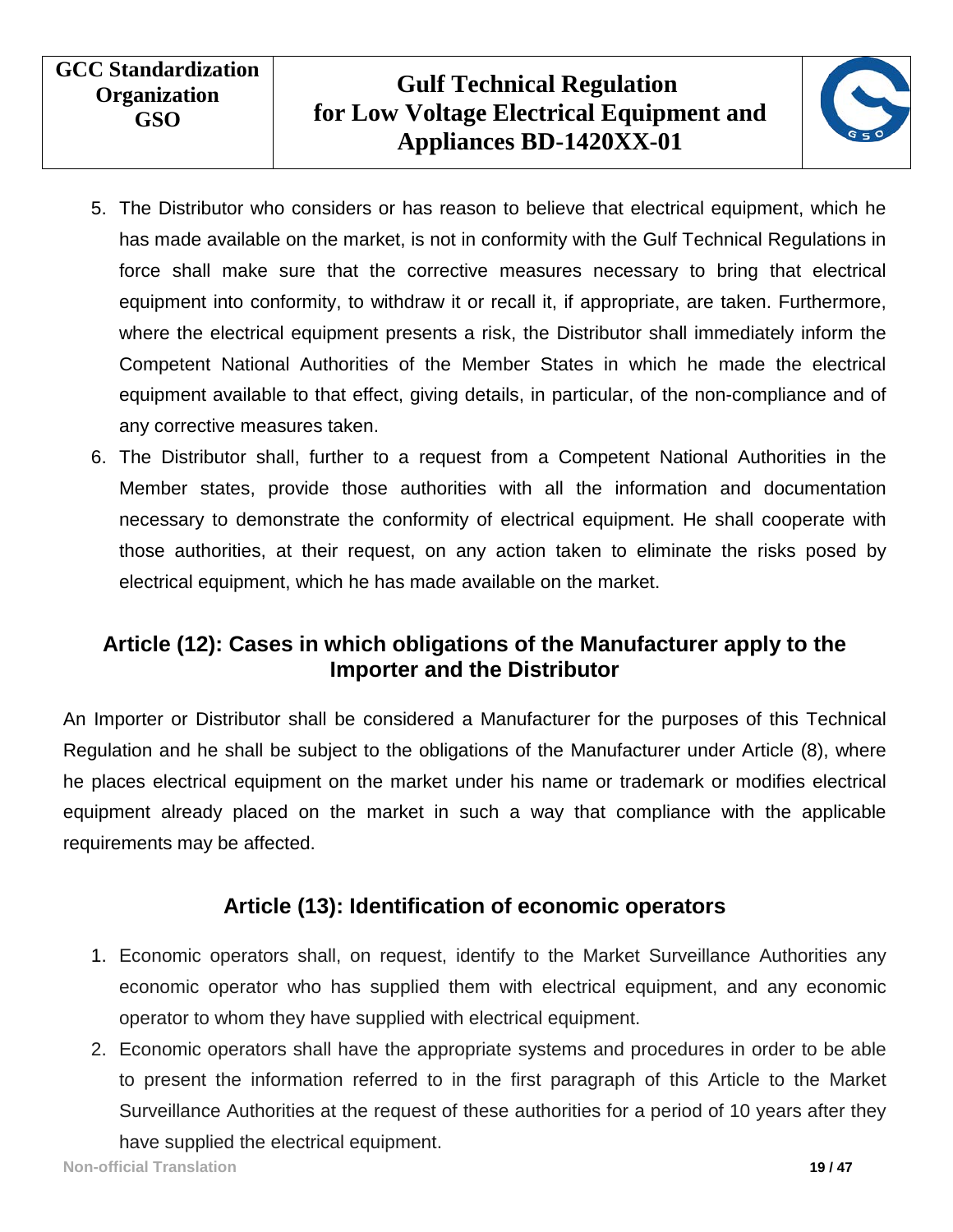5. The Distributor who considers or has reason to believe that electrical equipment, which he has made available on the market, is not in conformity with the Gulf Technical Regulations in force shall make sure that the corrective measures necessary to bring that electrical equipment into conformity, to withdraw it or recall it, if appropriate, are taken. Furthermore, where the electrical equipment presents a risk, the Distributor shall immediately inform the Competent National Authorities of the Member States in which he made the electrical equipment available to that effect, giving details, in particular, of the non-compliance and of any corrective measures taken.
6. The Distributor shall, further to a request from a Competent National Authorities in the Member states, provide those authorities with all the information and documentation necessary to demonstrate the conformity of electrical equipment. He shall cooperate with those authorities, at their request, on any action taken to eliminate the risks posed by electrical equipment, which he has made available on the market.

## Article (12): Cases in which obligations of the Manufacturer apply to the Importer and the Distributor

An Importer or Distributor shall be considered a Manufacturer for the purposes of this Technical Regulation and he shall be subject to the obligations of the Manufacturer under Article (8), where he places electrical equipment on the market under his name or trademark or modifies electrical equipment already placed on the market in such a way that compliance with the applicable requirements may be affected.

## Article (13): Identification of economic operators

1. Economic operators shall, on request, identify to the Market Surveillance Authorities any economic operator who has supplied them with electrical equipment, and any economic operator to whom they have supplied with electrical equipment.
2. Economic operators shall have the appropriate systems and procedures in order to be able to present the information referred to in the first paragraph of this Article to the Market Surveillance Authorities at the request of these authorities for a period of 10 years after they have supplied the electrical equipment.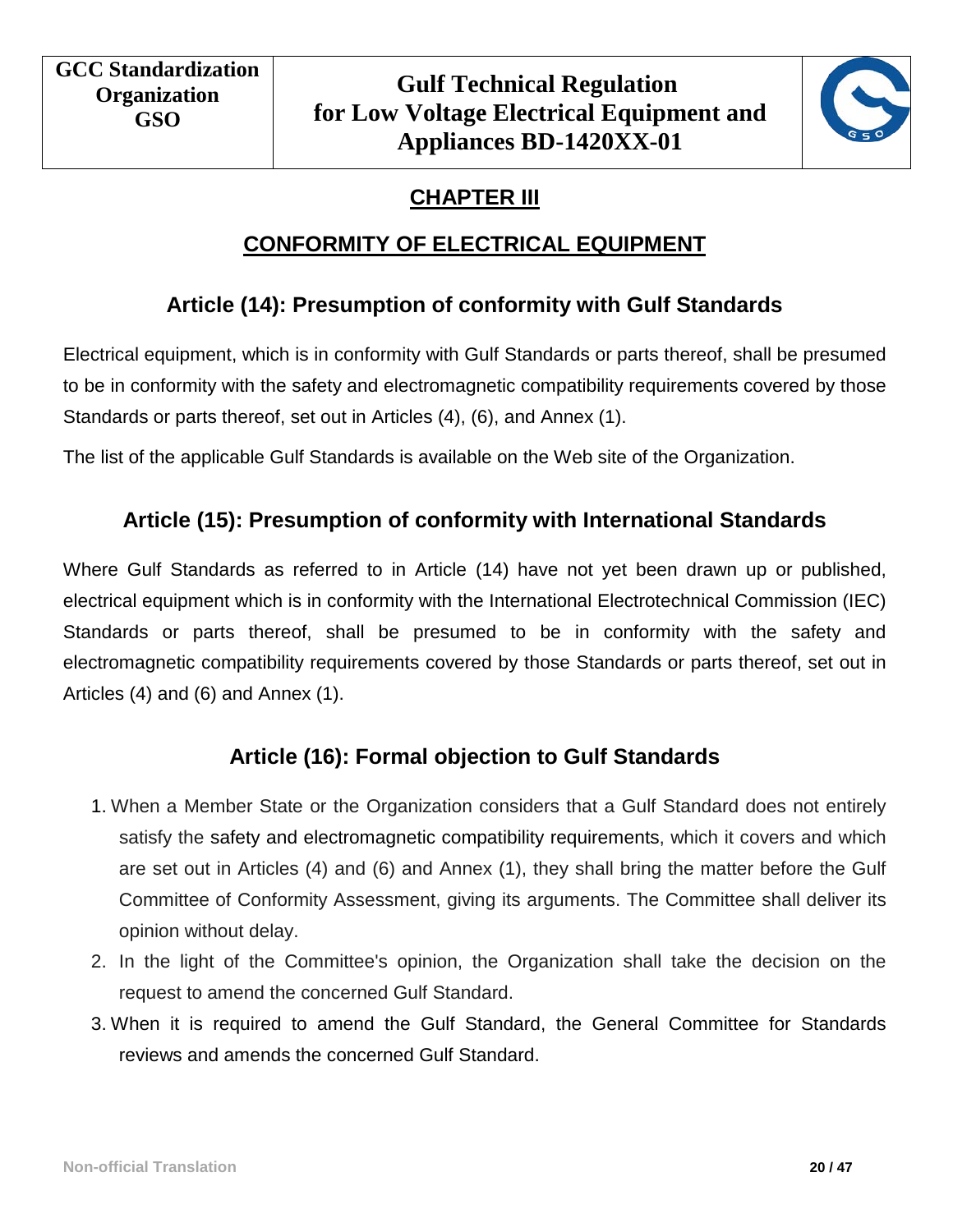## CHAPTER III

## CONFORMITY OF ELECTRICAL EQUIPMENT

### Article (14): Presumption of conformity with Gulf Standards

Electrical equipment, which is in conformity with Gulf Standards or parts thereof, shall be presumed to be in conformity with the safety and electromagnetic compatibility requirements covered by those Standards or parts thereof, set out in Articles (4), (6), and Annex (1).

The list of the applicable Gulf Standards is available on the Web site of the Organization.

### Article (15): Presumption of conformity with International Standards

Where Gulf Standards as referred to in Article (14) have not yet been drawn up or published, electrical equipment which is in conformity with the International Electrotechnical Commission (IEC) Standards or parts thereof, shall be presumed to be in conformity with the safety and electromagnetic compatibility requirements covered by those Standards or parts thereof, set out in Articles (4) and (6) and Annex (1).

### Article (16): Formal objection to Gulf Standards

1. When a Member State or the Organization considers that a Gulf Standard does not entirely satisfy the safety and electromagnetic compatibility requirements, which it covers and which are set out in Articles (4) and (6) and Annex (1), they shall bring the matter before the Gulf Committee of Conformity Assessment, giving its arguments. The Committee shall deliver its opinion without delay.
2. In the light of the Committee's opinion, the Organization shall take the decision on the request to amend the concerned Gulf Standard.
3. When it is required to amend the Gulf Standard, the General Committee for Standards reviews and amends the concerned Gulf Standard.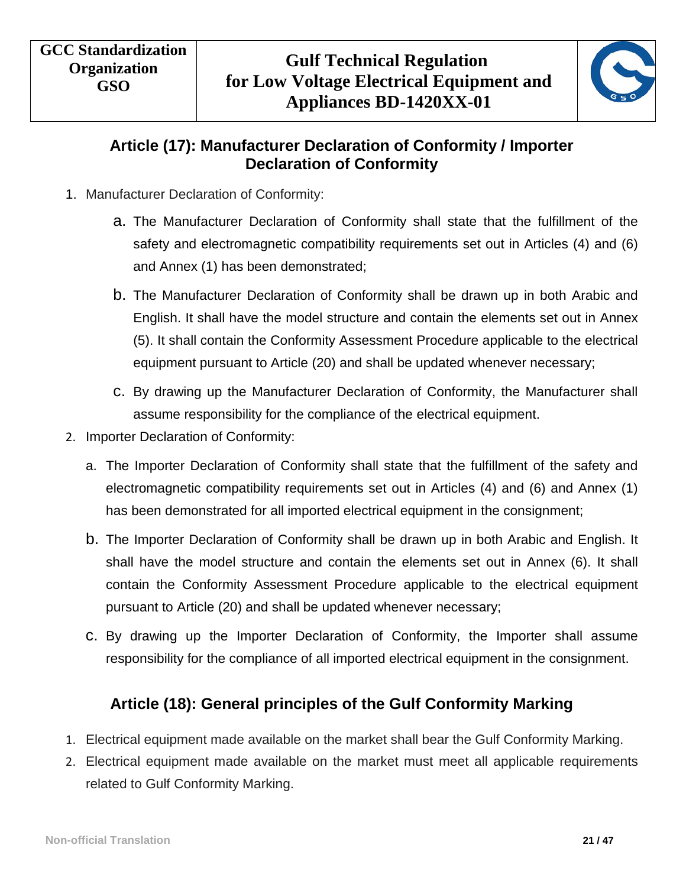## Article (17): Manufacturer Declaration of Conformity / Importer Declaration of Conformity

1. Manufacturer Declaration of Conformity:
   a. The Manufacturer Declaration of Conformity shall state that the fulfillment of the safety and electromagnetic compatibility requirements set out in Articles (4) and (6) and Annex (1) has been demonstrated;
   b. The Manufacturer Declaration of Conformity shall be drawn up in both Arabic and English. It shall have the model structure and contain the elements set out in Annex (5). It shall contain the Conformity Assessment Procedure applicable to the electrical equipment pursuant to Article (20) and shall be updated whenever necessary;
   c. By drawing up the Manufacturer Declaration of Conformity, the Manufacturer shall assume responsibility for the compliance of the electrical equipment.
2. Importer Declaration of Conformity:
   a. The Importer Declaration of Conformity shall state that the fulfillment of the safety and electromagnetic compatibility requirements set out in Articles (4) and (6) and Annex (1) has been demonstrated for all imported electrical equipment in the consignment;
   b. The Importer Declaration of Conformity shall be drawn up in both Arabic and English. It shall have the model structure and contain the elements set out in Annex (6). It shall contain the Conformity Assessment Procedure applicable to the electrical equipment pursuant to Article (20) and shall be updated whenever necessary;
   c. By drawing up the Importer Declaration of Conformity, the Importer shall assume responsibility for the compliance of all imported electrical equipment in the consignment.

## Article (18): General principles of the Gulf Conformity Marking

1. Electrical equipment made available on the market shall bear the Gulf Conformity Marking.
2. Electrical equipment made available on the market must meet all applicable requirements related to Gulf Conformity Marking.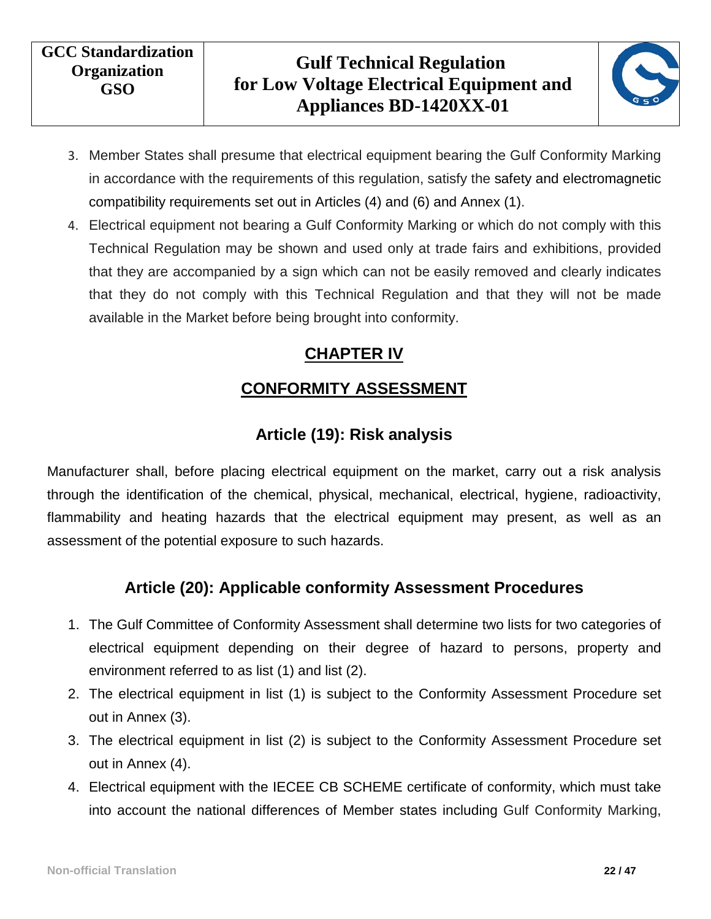3. Member States shall presume that electrical equipment bearing the Gulf Conformity Marking in accordance with the requirements of this regulation, satisfy the safety and electromagnetic compatibility requirements set out in Articles (4) and (6) and Annex (1).
4. Electrical equipment not bearing a Gulf Conformity Marking or which do not comply with this Technical Regulation may be shown and used only at trade fairs and exhibitions, provided that they are accompanied by a sign which can not be easily removed and clearly indicates that they do not comply with this Technical Regulation and that they will not be made available in the Market before being brought into conformity.

# CHAPTER IV

# CONFORMITY ASSESSMENT

## Article (19): Risk analysis

Manufacturer shall, before placing electrical equipment on the market, carry out a risk analysis through the identification of the chemical, physical, mechanical, electrical, hygiene, radioactivity, flammability and heating hazards that the electrical equipment may present, as well as an assessment of the potential exposure to such hazards.

## Article (20): Applicable conformity Assessment Procedures

1. The Gulf Committee of Conformity Assessment shall determine two lists for two categories of electrical equipment depending on their degree of hazard to persons, property and environment referred to as list (1) and list (2).
2. The electrical equipment in list (1) is subject to the Conformity Assessment Procedure set out in Annex (3).
3. The electrical equipment in list (2) is subject to the Conformity Assessment Procedure set out in Annex (4).
4. Electrical equipment with the IECEE CB SCHEME certificate of conformity, which must take into account the national differences of Member states including Gulf Conformity Marking,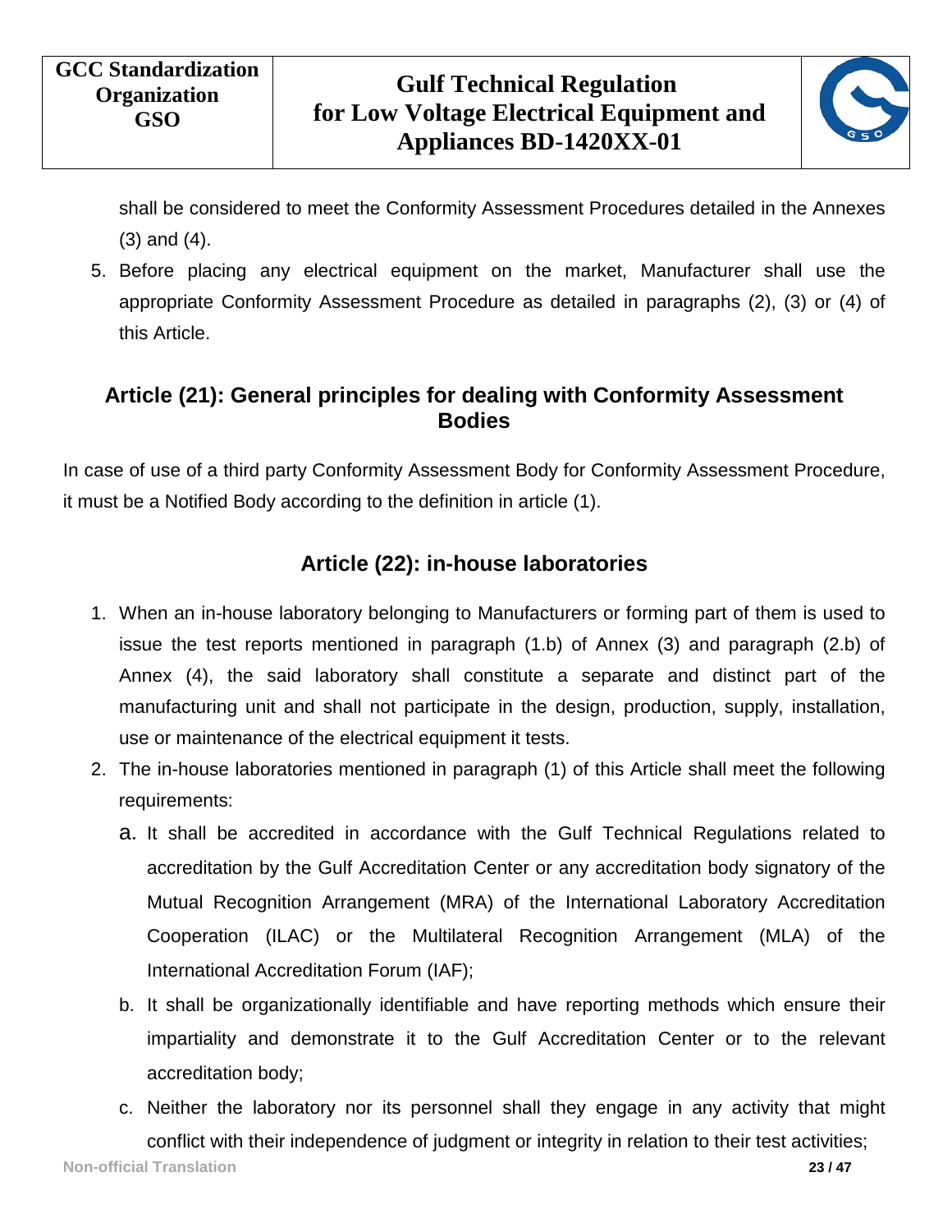shall be considered to meet the Conformity Assessment Procedures detailed in the Annexes (3) and (4).

5. Before placing any electrical equipment on the market, Manufacturer shall use the appropriate Conformity Assessment Procedure as detailed in paragraphs (2), (3) or (4) of this Article.

## Article (21): General principles for dealing with Conformity Assessment Bodies

In case of use of a third party Conformity Assessment Body for Conformity Assessment Procedure, it must be a Notified Body according to the definition in article (1).

## Article (22): in-house laboratories

1. When an in-house laboratory belonging to Manufacturers or forming part of them is used to issue the test reports mentioned in paragraph (1.b) of Annex (3) and paragraph (2.b) of Annex (4), the said laboratory shall constitute a separate and distinct part of the manufacturing unit and shall not participate in the design, production, supply, installation, use or maintenance of the electrical equipment it tests.
2. The in-house laboratories mentioned in paragraph (1) of this Article shall meet the following requirements:
   a. It shall be accredited in accordance with the Gulf Technical Regulations related to accreditation by the Gulf Accreditation Center or any accreditation body signatory of the Mutual Recognition Arrangement (MRA) of the International Laboratory Accreditation Cooperation (ILAC) or the Multilateral Recognition Arrangement (MLA) of the International Accreditation Forum (IAF);
   b. It shall be organizationally identifiable and have reporting methods which ensure their impartiality and demonstrate it to the Gulf Accreditation Center or to the relevant accreditation body;
   c. Neither the laboratory nor its personnel shall they engage in any activity that might conflict with their independence of judgment or integrity in relation to their test activities;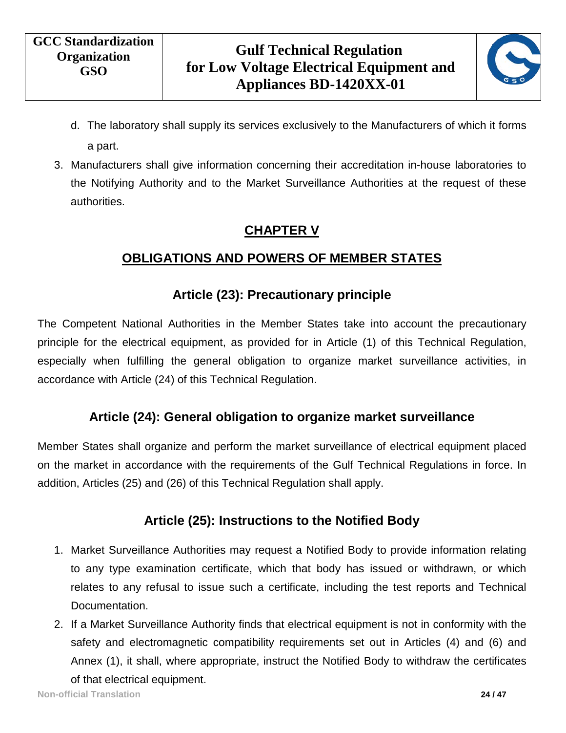d. The laboratory shall supply its services exclusively to the Manufacturers of which it forms a part.

3. Manufacturers shall give information concerning their accreditation in-house laboratories to the Notifying Authority and to the Market Surveillance Authorities at the request of these authorities.

## CHAPTER V

## OBLIGATIONS AND POWERS OF MEMBER STATES

### Article (23): Precautionary principle

The Competent National Authorities in the Member States take into account the precautionary principle for the electrical equipment, as provided for in Article (1) of this Technical Regulation, especially when fulfilling the general obligation to organize market surveillance activities, in accordance with Article (24) of this Technical Regulation.

### Article (24): General obligation to organize market surveillance

Member States shall organize and perform the market surveillance of electrical equipment placed on the market in accordance with the requirements of the Gulf Technical Regulations in force. In addition, Articles (25) and (26) of this Technical Regulation shall apply.

### Article (25): Instructions to the Notified Body

1. Market Surveillance Authorities may request a Notified Body to provide information relating to any type examination certificate, which that body has issued or withdrawn, or which relates to any refusal to issue such a certificate, including the test reports and Technical Documentation.
2. If a Market Surveillance Authority finds that electrical equipment is not in conformity with the safety and electromagnetic compatibility requirements set out in Articles (4) and (6) and Annex (1), it shall, where appropriate, instruct the Notified Body to withdraw the certificates of that electrical equipment.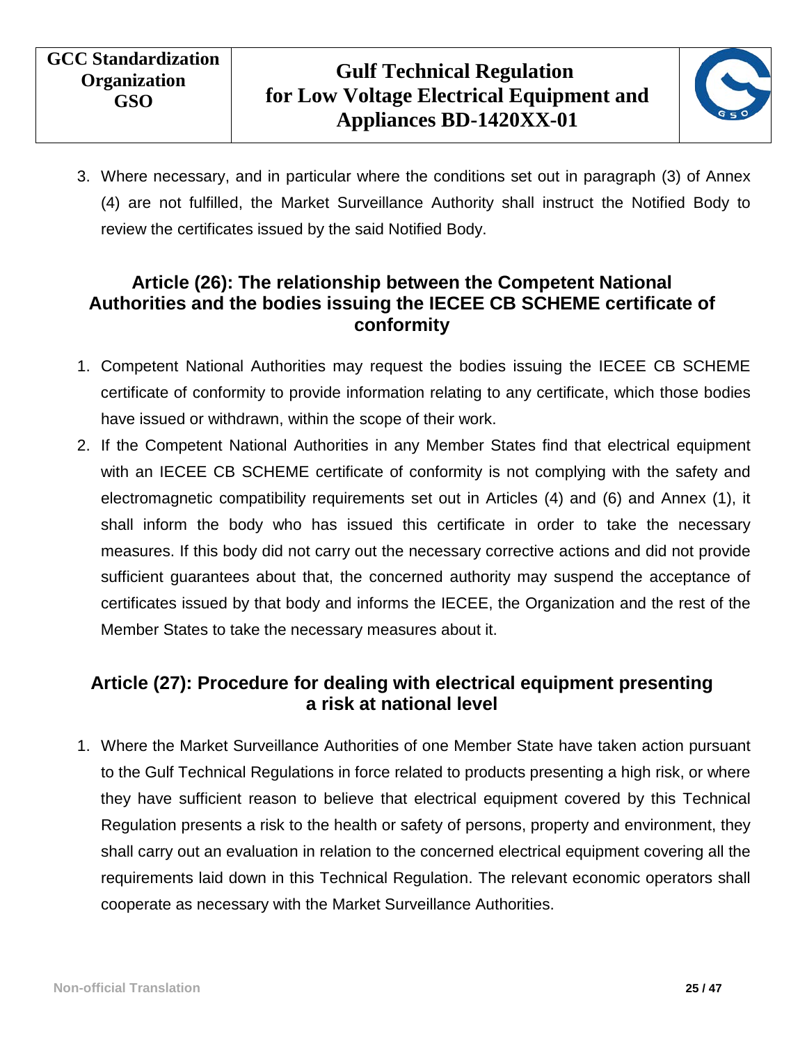3. Where necessary, and in particular where the conditions set out in paragraph (3) of Annex (4) are not fulfilled, the Market Surveillance Authority shall instruct the Notified Body to review the certificates issued by the said Notified Body.

## Article (26): The relationship between the Competent National Authorities and the bodies issuing the IECEE CB SCHEME certificate of conformity

1. Competent National Authorities may request the bodies issuing the IECEE CB SCHEME certificate of conformity to provide information relating to any certificate, which those bodies have issued or withdrawn, within the scope of their work.
2. If the Competent National Authorities in any Member States find that electrical equipment with an IECEE CB SCHEME certificate of conformity is not complying with the safety and electromagnetic compatibility requirements set out in Articles (4) and (6) and Annex (1), it shall inform the body who has issued this certificate in order to take the necessary measures. If this body did not carry out the necessary corrective actions and did not provide sufficient guarantees about that, the concerned authority may suspend the acceptance of certificates issued by that body and informs the IECEE, the Organization and the rest of the Member States to take the necessary measures about it.

## Article (27): Procedure for dealing with electrical equipment presenting a risk at national level

1. Where the Market Surveillance Authorities of one Member State have taken action pursuant to the Gulf Technical Regulations in force related to products presenting a high risk, or where they have sufficient reason to believe that electrical equipment covered by this Technical Regulation presents a risk to the health or safety of persons, property and environment, they shall carry out an evaluation in relation to the concerned electrical equipment covering all the requirements laid down in this Technical Regulation. The relevant economic operators shall cooperate as necessary with the Market Surveillance Authorities.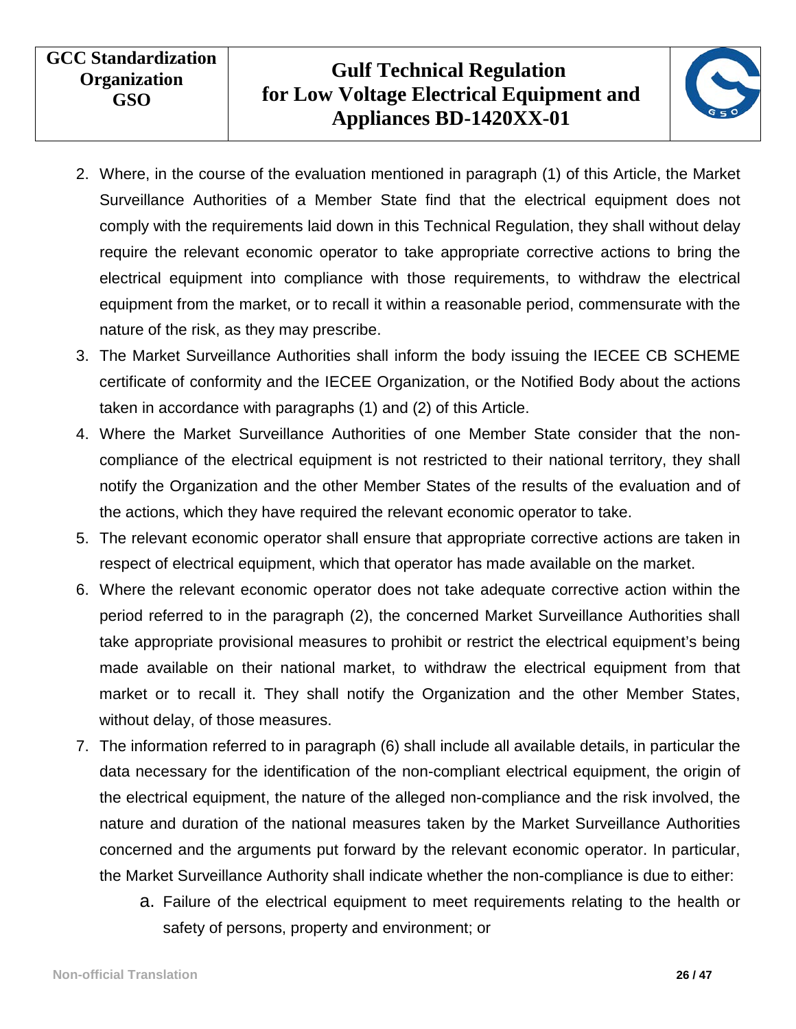2. Where, in the course of the evaluation mentioned in paragraph (1) of this Article, the Market Surveillance Authorities of a Member State find that the electrical equipment does not comply with the requirements laid down in this Technical Regulation, they shall without delay require the relevant economic operator to take appropriate corrective actions to bring the electrical equipment into compliance with those requirements, to withdraw the electrical equipment from the market, or to recall it within a reasonable period, commensurate with the nature of the risk, as they may prescribe.
3. The Market Surveillance Authorities shall inform the body issuing the IECEE CB SCHEME certificate of conformity and the IECEE Organization, or the Notified Body about the actions taken in accordance with paragraphs (1) and (2) of this Article.
4. Where the Market Surveillance Authorities of one Member State consider that the non-compliance of the electrical equipment is not restricted to their national territory, they shall notify the Organization and the other Member States of the results of the evaluation and of the actions, which they have required the relevant economic operator to take.
5. The relevant economic operator shall ensure that appropriate corrective actions are taken in respect of electrical equipment, which that operator has made available on the market.
6. Where the relevant economic operator does not take adequate corrective action within the period referred to in the paragraph (2), the concerned Market Surveillance Authorities shall take appropriate provisional measures to prohibit or restrict the electrical equipment's being made available on their national market, to withdraw the electrical equipment from that market or to recall it. They shall notify the Organization and the other Member States, without delay, of those measures.
7. The information referred to in paragraph (6) shall include all available details, in particular the data necessary for the identification of the non-compliant electrical equipment, the origin of the electrical equipment, the nature of the alleged non-compliance and the risk involved, the nature and duration of the national measures taken by the Market Surveillance Authorities concerned and the arguments put forward by the relevant economic operator. In particular, the Market Surveillance Authority shall indicate whether the non-compliance is due to either:
    a. Failure of the electrical equipment to meet requirements relating to the health or safety of persons, property and environment; or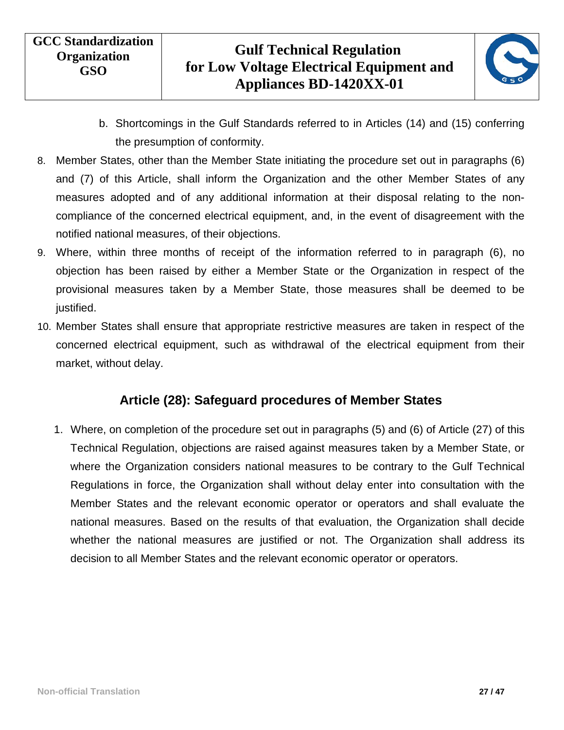b. Shortcomings in the Gulf Standards referred to in Articles (14) and (15) conferring the presumption of conformity.

8. Member States, other than the Member State initiating the procedure set out in paragraphs (6) and (7) of this Article, shall inform the Organization and the other Member States of any measures adopted and of any additional information at their disposal relating to the non-compliance of the concerned electrical equipment, and, in the event of disagreement with the notified national measures, of their objections.
9. Where, within three months of receipt of the information referred to in paragraph (6), no objection has been raised by either a Member State or the Organization in respect of the provisional measures taken by a Member State, those measures shall be deemed to be justified.
10. Member States shall ensure that appropriate restrictive measures are taken in respect of the concerned electrical equipment, such as withdrawal of the electrical equipment from their market, without delay.

## Article (28): Safeguard procedures of Member States

1. Where, on completion of the procedure set out in paragraphs (5) and (6) of Article (27) of this Technical Regulation, objections are raised against measures taken by a Member State, or where the Organization considers national measures to be contrary to the Gulf Technical Regulations in force, the Organization shall without delay enter into consultation with the Member States and the relevant economic operator or operators and shall evaluate the national measures. Based on the results of that evaluation, the Organization shall decide whether the national measures are justified or not. The Organization shall address its decision to all Member States and the relevant economic operator or operators.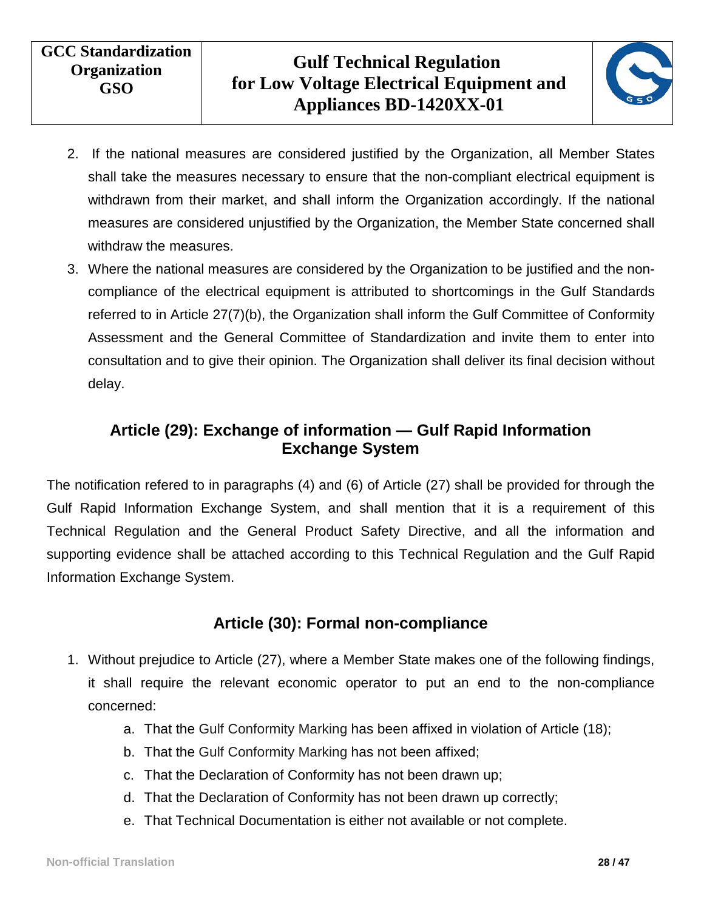2. If the national measures are considered justified by the Organization, all Member States shall take the measures necessary to ensure that the non-compliant electrical equipment is withdrawn from their market, and shall inform the Organization accordingly. If the national measures are considered unjustified by the Organization, the Member State concerned shall withdraw the measures.
3. Where the national measures are considered by the Organization to be justified and the non-compliance of the electrical equipment is attributed to shortcomings in the Gulf Standards referred to in Article 27(7)(b), the Organization shall inform the Gulf Committee of Conformity Assessment and the General Committee of Standardization and invite them to enter into consultation and to give their opinion. The Organization shall deliver its final decision without delay.

## Article (29): Exchange of information — Gulf Rapid Information Exchange System

The notification refered to in paragraphs (4) and (6) of Article (27) shall be provided for through the Gulf Rapid Information Exchange System, and shall mention that it is a requirement of this Technical Regulation and the General Product Safety Directive, and all the information and supporting evidence shall be attached according to this Technical Regulation and the Gulf Rapid Information Exchange System.

## Article (30): Formal non-compliance

1. Without prejudice to Article (27), where a Member State makes one of the following findings, it shall require the relevant economic operator to put an end to the non-compliance concerned:
   a. That the Gulf Conformity Marking has been affixed in violation of Article (18);
   b. That the Gulf Conformity Marking has not been affixed;
   c. That the Declaration of Conformity has not been drawn up;
   d. That the Declaration of Conformity has not been drawn up correctly;
   e. That Technical Documentation is either not available or not complete.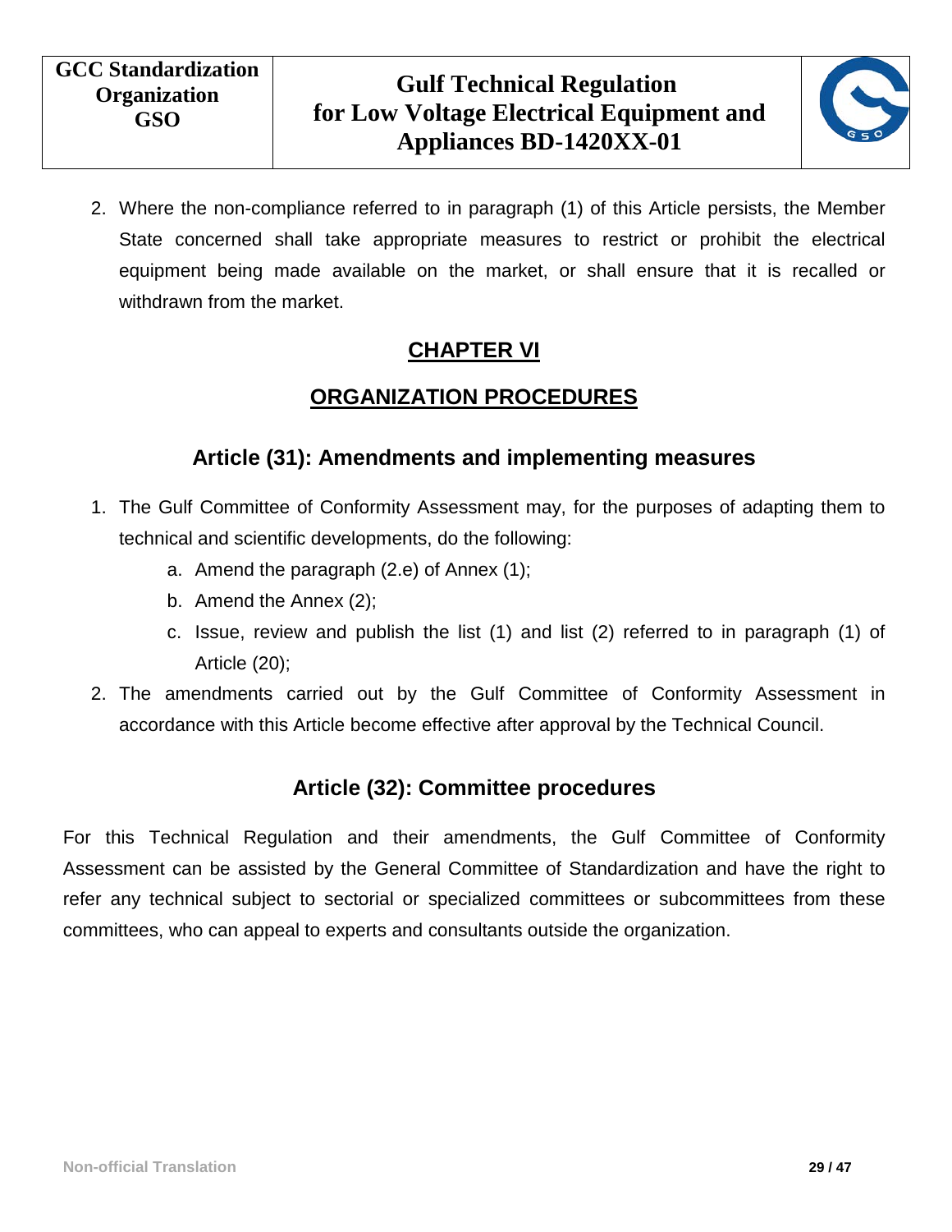2. Where the non-compliance referred to in paragraph (1) of this Article persists, the Member State concerned shall take appropriate measures to restrict or prohibit the electrical equipment being made available on the market, or shall ensure that it is recalled or withdrawn from the market.

# CHAPTER VI

# ORGANIZATION PROCEDURES

## Article (31): Amendments and implementing measures

1. The Gulf Committee of Conformity Assessment may, for the purposes of adapting them to technical and scientific developments, do the following:
   a. Amend the paragraph (2.e) of Annex (1);
   b. Amend the Annex (2);
   c. Issue, review and publish the list (1) and list (2) referred to in paragraph (1) of Article (20);
2. The amendments carried out by the Gulf Committee of Conformity Assessment in accordance with this Article become effective after approval by the Technical Council.

## Article (32): Committee procedures

For this Technical Regulation and their amendments, the Gulf Committee of Conformity Assessment can be assisted by the General Committee of Standardization and have the right to refer any technical subject to sectorial or specialized committees or subcommittees from these committees, who can appeal to experts and consultants outside the organization.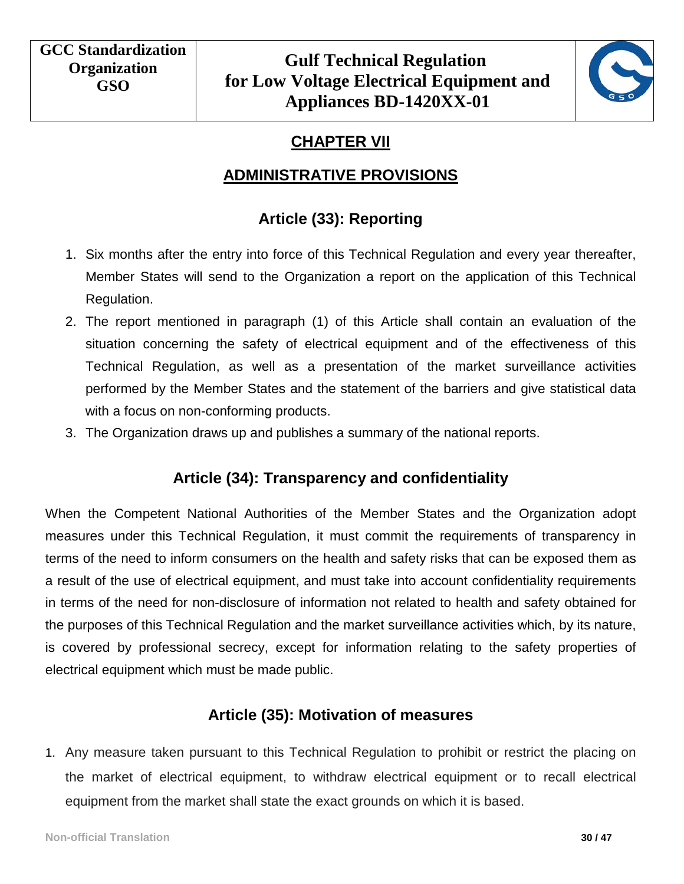# CHAPTER VII

# ADMINISTRATIVE PROVISIONS

## Article (33): Reporting

1. Six months after the entry into force of this Technical Regulation and every year thereafter, Member States will send to the Organization a report on the application of this Technical Regulation.
2. The report mentioned in paragraph (1) of this Article shall contain an evaluation of the situation concerning the safety of electrical equipment and of the effectiveness of this Technical Regulation, as well as a presentation of the market surveillance activities performed by the Member States and the statement of the barriers and give statistical data with a focus on non-conforming products.
3. The Organization draws up and publishes a summary of the national reports.

## Article (34): Transparency and confidentiality

When the Competent National Authorities of the Member States and the Organization adopt measures under this Technical Regulation, it must commit the requirements of transparency in terms of the need to inform consumers on the health and safety risks that can be exposed them as a result of the use of electrical equipment, and must take into account confidentiality requirements in terms of the need for non-disclosure of information not related to health and safety obtained for the purposes of this Technical Regulation and the market surveillance activities which, by its nature, is covered by professional secrecy, except for information relating to the safety properties of electrical equipment which must be made public.

## Article (35): Motivation of measures

1. Any measure taken pursuant to this Technical Regulation to prohibit or restrict the placing on the market of electrical equipment, to withdraw electrical equipment or to recall electrical equipment from the market shall state the exact grounds on which it is based.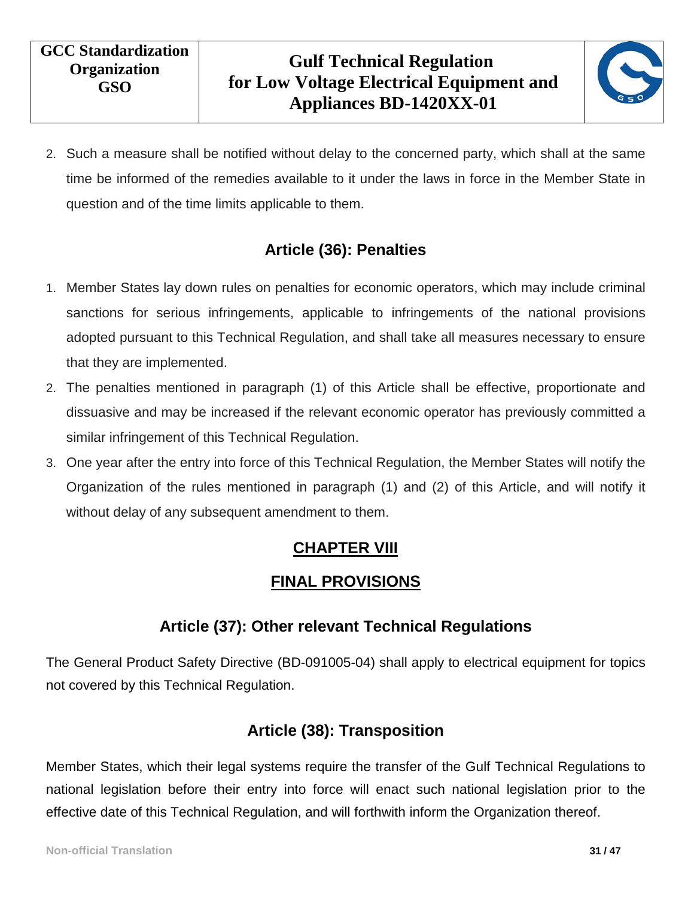2. Such a measure shall be notified without delay to the concerned party, which shall at the same time be informed of the remedies available to it under the laws in force in the Member State in question and of the time limits applicable to them.

## Article (36): Penalties

1. Member States lay down rules on penalties for economic operators, which may include criminal sanctions for serious infringements, applicable to infringements of the national provisions adopted pursuant to this Technical Regulation, and shall take all measures necessary to ensure that they are implemented.
2. The penalties mentioned in paragraph (1) of this Article shall be effective, proportionate and dissuasive and may be increased if the relevant economic operator has previously committed a similar infringement of this Technical Regulation.
3. One year after the entry into force of this Technical Regulation, the Member States will notify the Organization of the rules mentioned in paragraph (1) and (2) of this Article, and will notify it without delay of any subsequent amendment to them.

# CHAPTER VIII

# FINAL PROVISIONS

## Article (37): Other relevant Technical Regulations

The General Product Safety Directive (BD-091005-04) shall apply to electrical equipment for topics not covered by this Technical Regulation.

## Article (38): Transposition

Member States, which their legal systems require the transfer of the Gulf Technical Regulations to national legislation before their entry into force will enact such national legislation prior to the effective date of this Technical Regulation, and will forthwith inform the Organization thereof.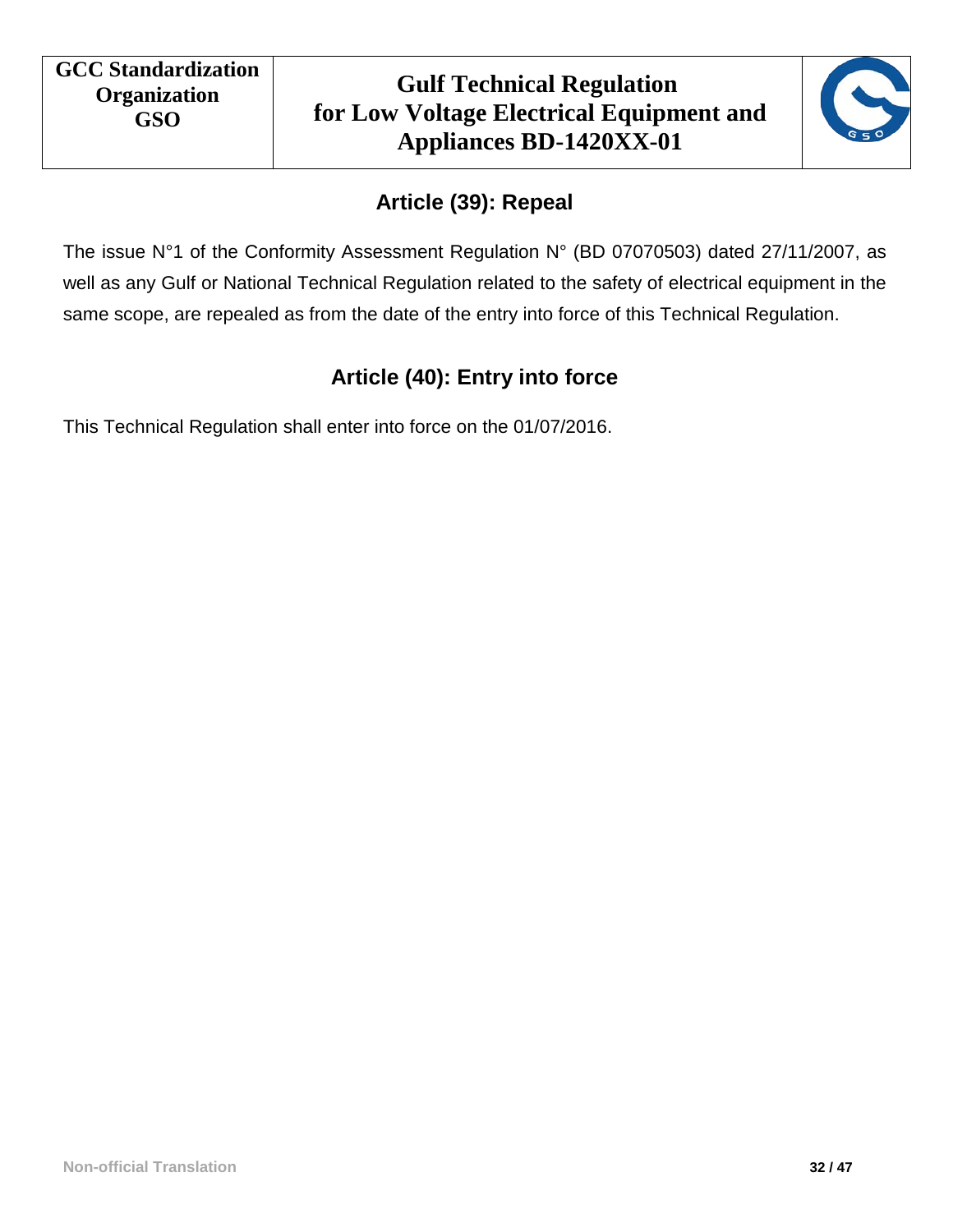## Article (39): Repeal

The issue N°1 of the Conformity Assessment Regulation N° (BD 07070503) dated 27/11/2007, as well as any Gulf or National Technical Regulation related to the safety of electrical equipment in the same scope, are repealed as from the date of the entry into force of this Technical Regulation.

## Article (40): Entry into force

This Technical Regulation shall enter into force on the 01/07/2016.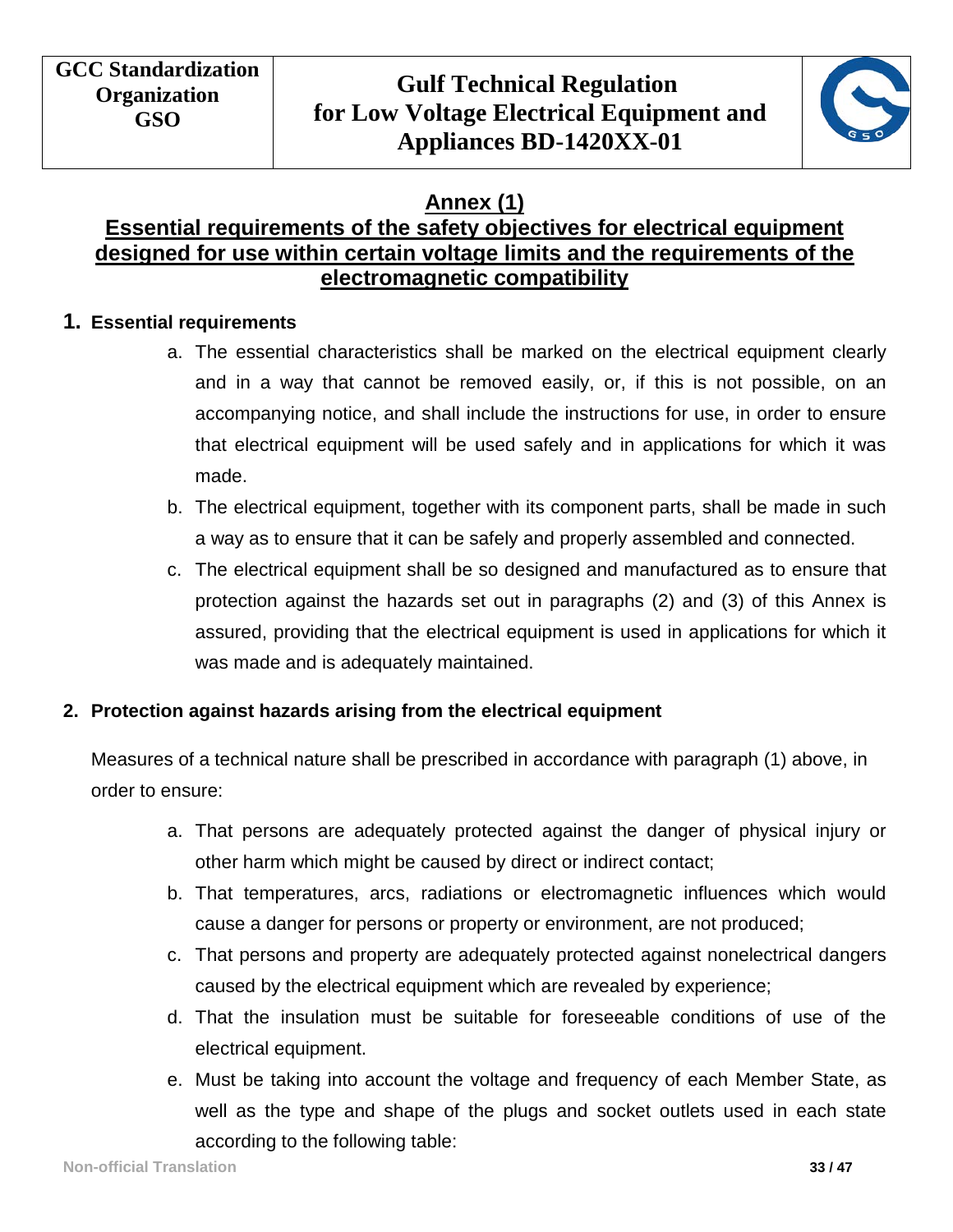## Annex (1)

## Essential requirements of the safety objectives for electrical equipment designed for use within certain voltage limits and the requirements of the electromagnetic compatibility

### 1. Essential requirements

a. The essential characteristics shall be marked on the electrical equipment clearly and in a way that cannot be removed easily, or, if this is not possible, on an accompanying notice, and shall include the instructions for use, in order to ensure that electrical equipment will be used safely and in applications for which it was made.

b. The electrical equipment, together with its component parts, shall be made in such a way as to ensure that it can be safely and properly assembled and connected.

c. The electrical equipment shall be so designed and manufactured as to ensure that protection against the hazards set out in paragraphs (2) and (3) of this Annex is assured, providing that the electrical equipment is used in applications for which it was made and is adequately maintained.

### 2. Protection against hazards arising from the electrical equipment

Measures of a technical nature shall be prescribed in accordance with paragraph (1) above, in order to ensure:

a. That persons are adequately protected against the danger of physical injury or other harm which might be caused by direct or indirect contact;

b. That temperatures, arcs, radiations or electromagnetic influences which would cause a danger for persons or property or environment, are not produced;

c. That persons and property are adequately protected against nonelectrical dangers caused by the electrical equipment which are revealed by experience;

d. That the insulation must be suitable for foreseeable conditions of use of the electrical equipment.

e. Must be taking into account the voltage and frequency of each Member State, as well as the type and shape of the plugs and socket outlets used in each state according to the following table: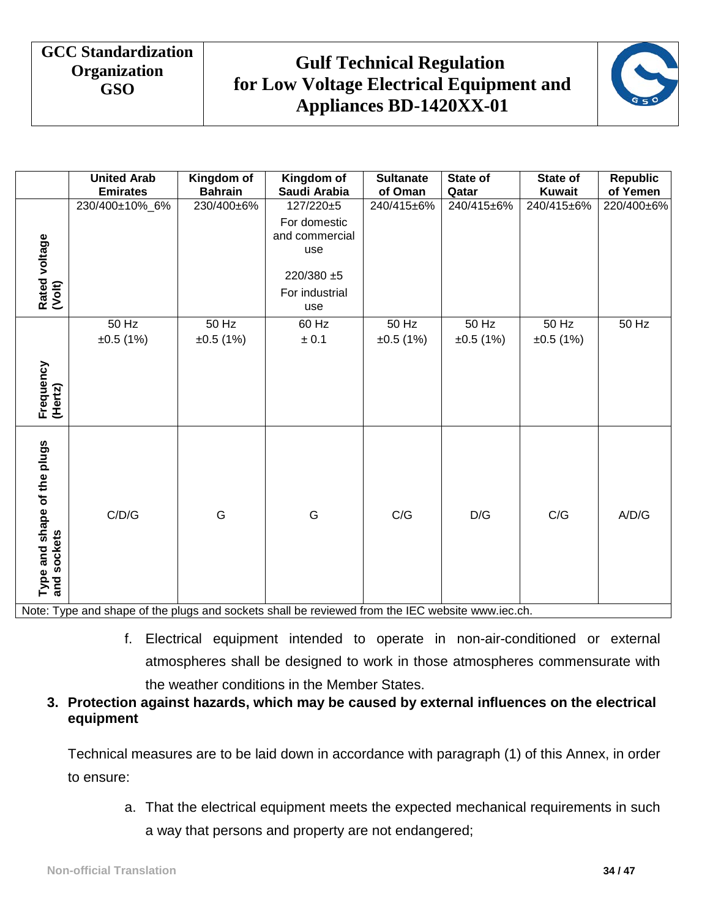| | United Arab Emirates | Kingdom of Bahrain | Kingdom of Saudi Arabia | Sultanate of Oman | State of Qatar | State of Kuwait | Republic of Yemen |
|---|---|---|---|---|---|---|---|
| Rated voltage (Volt) | 230/400±10%_6% | 230/400±6% | 127/220±5 For domestic and commercial use 220/380 ±5 For industrial use | 240/415±6% | 240/415±6% | 240/415±6% | 220/400±6% |
| Frequency (Hertz) | 50 Hz ±0.5 (1%) | 50 Hz ±0.5 (1%) | 60 Hz ± 0.1 | 50 Hz ±0.5 (1%) | 50 Hz ±0.5 (1%) | 50 Hz ±0.5 (1%) | 50 Hz |
| Type and shape of the plugs and sockets | C/D/G | G | G | C/G | D/G | C/G | A/D/G |

Note: Type and shape of the plugs and sockets shall be reviewed from the IEC website www.iec.ch.

f. Electrical equipment intended to operate in non-air-conditioned or external atmospheres shall be designed to work in those atmospheres commensurate with the weather conditions in the Member States.

**3. Protection against hazards, which may be caused by external influences on the electrical equipment**

Technical measures are to be laid down in accordance with paragraph (1) of this Annex, in order to ensure:

a. That the electrical equipment meets the expected mechanical requirements in such a way that persons and property are not endangered;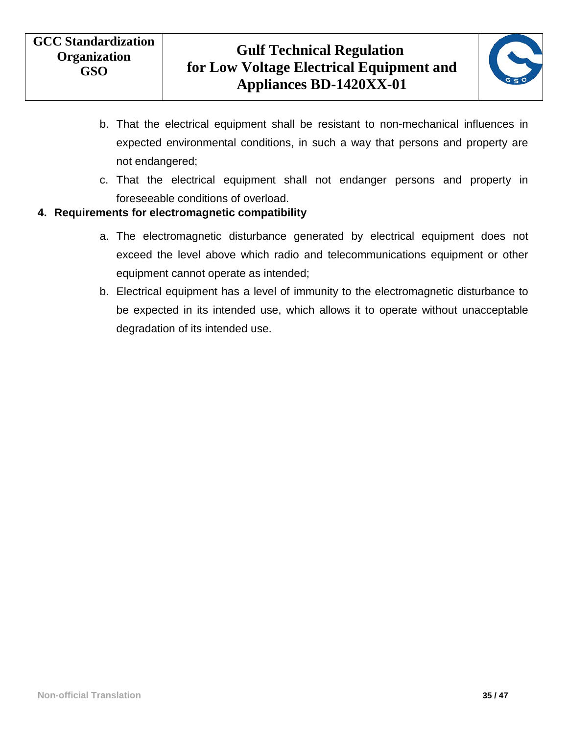b. That the electrical equipment shall be resistant to non-mechanical influences in expected environmental conditions, in such a way that persons and property are not endangered;

c. That the electrical equipment shall not endanger persons and property in foreseeable conditions of overload.

## 4. Requirements for electromagnetic compatibility

a. The electromagnetic disturbance generated by electrical equipment does not exceed the level above which radio and telecommunications equipment or other equipment cannot operate as intended;

b. Electrical equipment has a level of immunity to the electromagnetic disturbance to be expected in its intended use, which allows it to operate without unacceptable degradation of its intended use.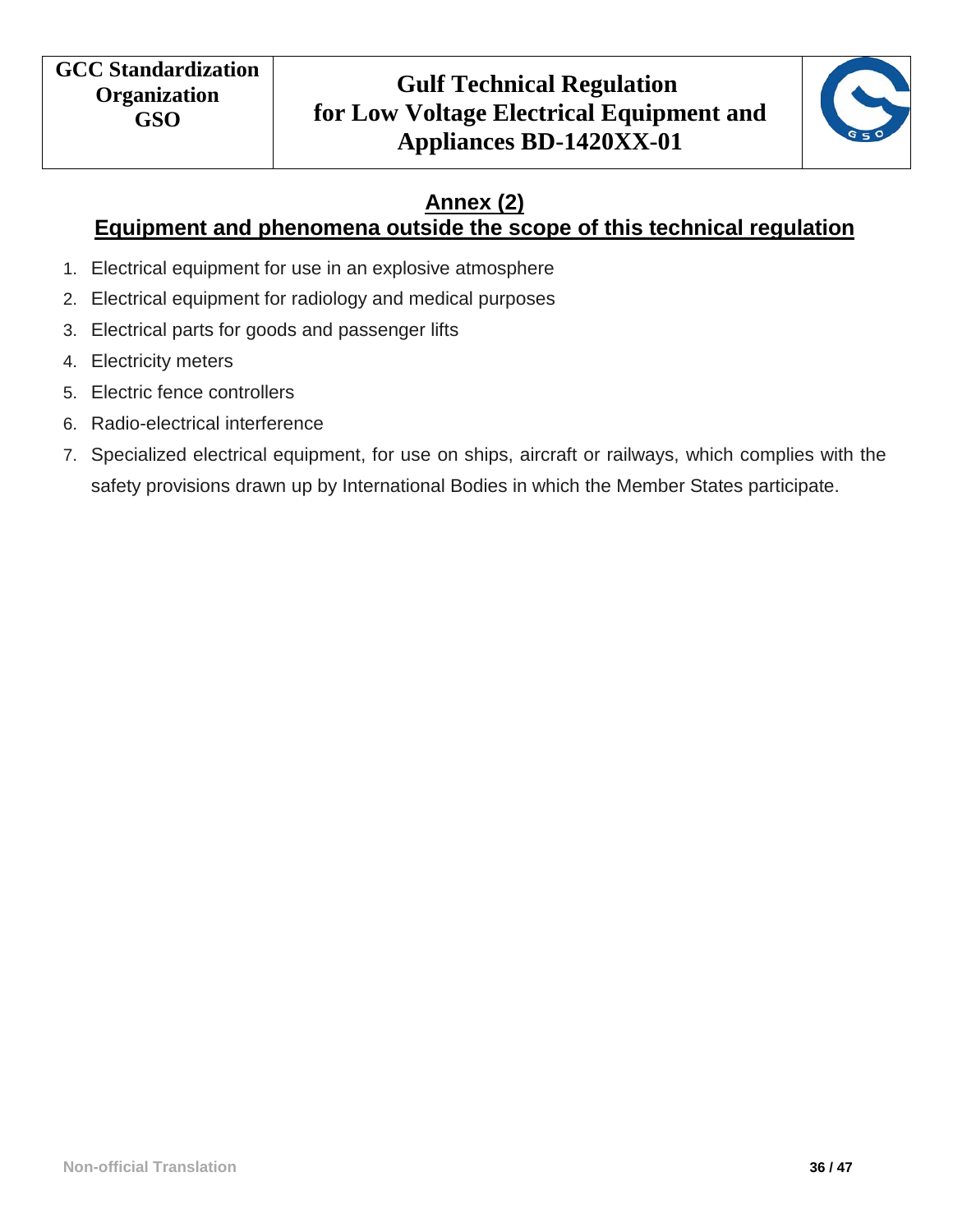## Annex (2)

## Equipment and phenomena outside the scope of this technical regulation

1. Electrical equipment for use in an explosive atmosphere
2. Electrical equipment for radiology and medical purposes
3. Electrical parts for goods and passenger lifts
4. Electricity meters
5. Electric fence controllers
6. Radio-electrical interference
7. Specialized electrical equipment, for use on ships, aircraft or railways, which complies with the safety provisions drawn up by International Bodies in which the Member States participate.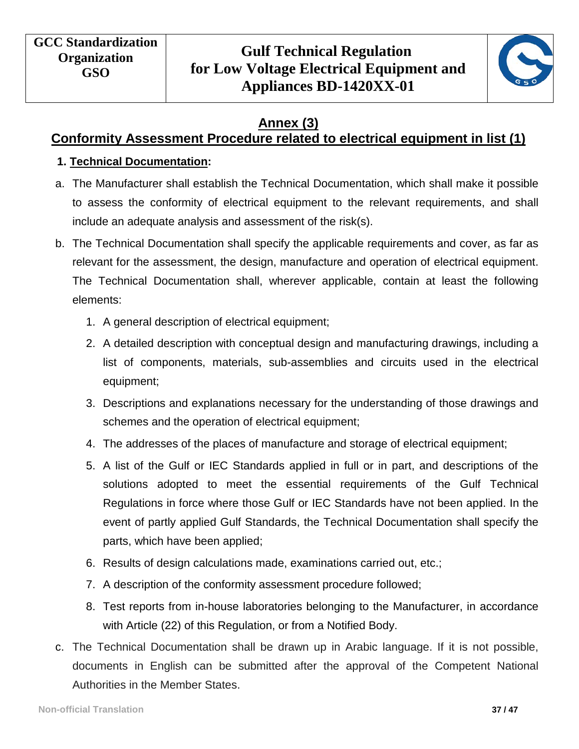## Annex (3)

## Conformity Assessment Procedure related to electrical equipment in list (1)

### 1. Technical Documentation:

a. The Manufacturer shall establish the Technical Documentation, which shall make it possible to assess the conformity of electrical equipment to the relevant requirements, and shall include an adequate analysis and assessment of the risk(s).

b. The Technical Documentation shall specify the applicable requirements and cover, as far as relevant for the assessment, the design, manufacture and operation of electrical equipment. The Technical Documentation shall, wherever applicable, contain at least the following elements:

   1. A general description of electrical equipment;
   2. A detailed description with conceptual design and manufacturing drawings, including a list of components, materials, sub-assemblies and circuits used in the electrical equipment;
   3. Descriptions and explanations necessary for the understanding of those drawings and schemes and the operation of electrical equipment;
   4. The addresses of the places of manufacture and storage of electrical equipment;
   5. A list of the Gulf or IEC Standards applied in full or in part, and descriptions of the solutions adopted to meet the essential requirements of the Gulf Technical Regulations in force where those Gulf or IEC Standards have not been applied. In the event of partly applied Gulf Standards, the Technical Documentation shall specify the parts, which have been applied;
   6. Results of design calculations made, examinations carried out, etc.;
   7. A description of the conformity assessment procedure followed;
   8. Test reports from in-house laboratories belonging to the Manufacturer, in accordance with Article (22) of this Regulation, or from a Notified Body.

c. The Technical Documentation shall be drawn up in Arabic language. If it is not possible, documents in English can be submitted after the approval of the Competent National Authorities in the Member States.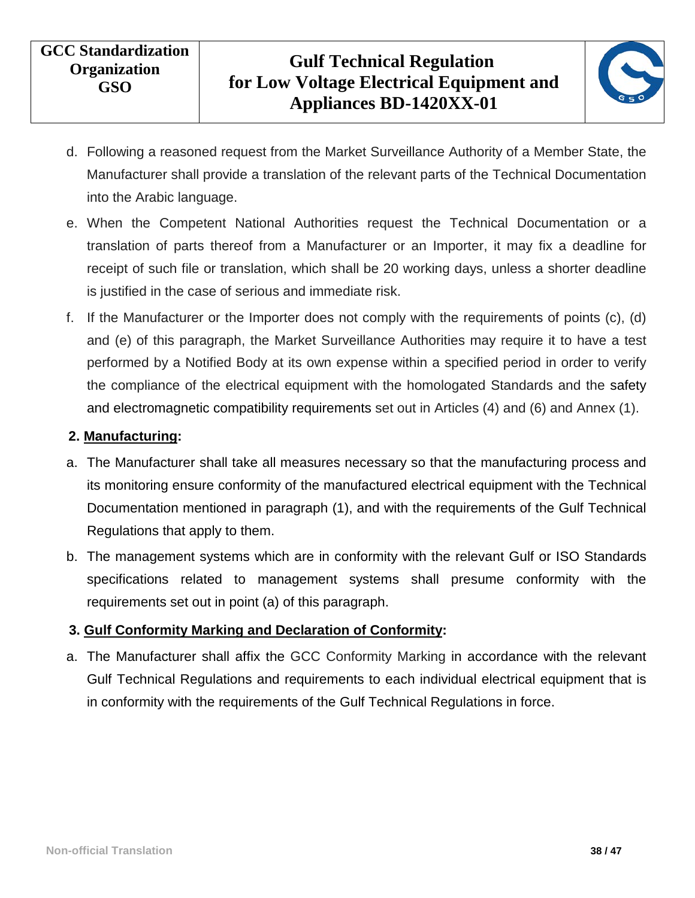d. Following a reasoned request from the Market Surveillance Authority of a Member State, the Manufacturer shall provide a translation of the relevant parts of the Technical Documentation into the Arabic language.

e. When the Competent National Authorities request the Technical Documentation or a translation of parts thereof from a Manufacturer or an Importer, it may fix a deadline for receipt of such file or translation, which shall be 20 working days, unless a shorter deadline is justified in the case of serious and immediate risk.

f. If the Manufacturer or the Importer does not comply with the requirements of points (c), (d) and (e) of this paragraph, the Market Surveillance Authorities may require it to have a test performed by a Notified Body at its own expense within a specified period in order to verify the compliance of the electrical equipment with the homologated Standards and the safety and electromagnetic compatibility requirements set out in Articles (4) and (6) and Annex (1).

**2. <u>Manufacturing</u>:**

a. The Manufacturer shall take all measures necessary so that the manufacturing process and its monitoring ensure conformity of the manufactured electrical equipment with the Technical Documentation mentioned in paragraph (1), and with the requirements of the Gulf Technical Regulations that apply to them.

b. The management systems which are in conformity with the relevant Gulf or ISO Standards specifications related to management systems shall presume conformity with the requirements set out in point (a) of this paragraph.

**3. <u>Gulf Conformity Marking and Declaration of Conformity</u>:**

a. The Manufacturer shall affix the GCC Conformity Marking in accordance with the relevant Gulf Technical Regulations and requirements to each individual electrical equipment that is in conformity with the requirements of the Gulf Technical Regulations in force.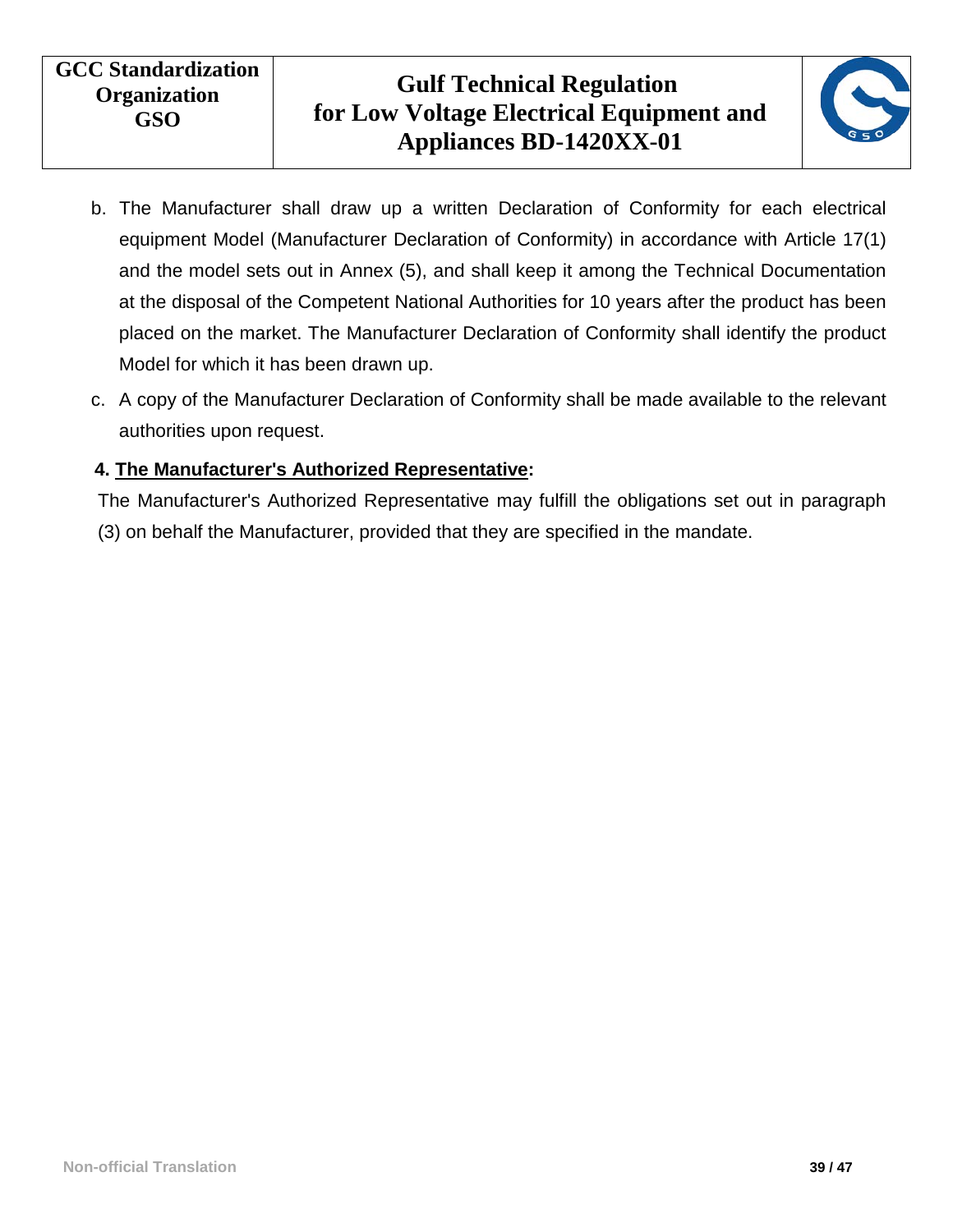b. The Manufacturer shall draw up a written Declaration of Conformity for each electrical equipment Model (Manufacturer Declaration of Conformity) in accordance with Article 17(1) and the model sets out in Annex (5), and shall keep it among the Technical Documentation at the disposal of the Competent National Authorities for 10 years after the product has been placed on the market. The Manufacturer Declaration of Conformity shall identify the product Model for which it has been drawn up.

c. A copy of the Manufacturer Declaration of Conformity shall be made available to the relevant authorities upon request.

**4. The Manufacturer's Authorized Representative:**

The Manufacturer's Authorized Representative may fulfill the obligations set out in paragraph (3) on behalf the Manufacturer, provided that they are specified in the mandate.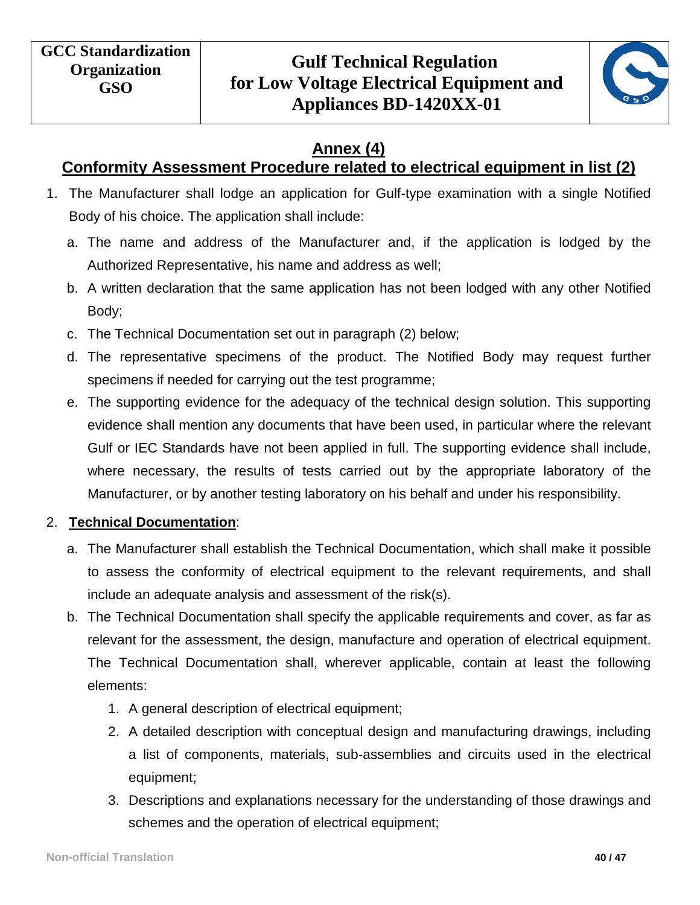## Annex (4)

## Conformity Assessment Procedure related to electrical equipment in list (2)

1. The Manufacturer shall lodge an application for Gulf-type examination with a single Notified Body of his choice. The application shall include:
   a. The name and address of the Manufacturer and, if the application is lodged by the Authorized Representative, his name and address as well;
   b. A written declaration that the same application has not been lodged with any other Notified Body;
   c. The Technical Documentation set out in paragraph (2) below;
   d. The representative specimens of the product. The Notified Body may request further specimens if needed for carrying out the test programme;
   e. The supporting evidence for the adequacy of the technical design solution. This supporting evidence shall mention any documents that have been used, in particular where the relevant Gulf or IEC Standards have not been applied in full. The supporting evidence shall include, where necessary, the results of tests carried out by the appropriate laboratory of the Manufacturer, or by another testing laboratory on his behalf and under his responsibility.

2. **Technical Documentation**:
   a. The Manufacturer shall establish the Technical Documentation, which shall make it possible to assess the conformity of electrical equipment to the relevant requirements, and shall include an adequate analysis and assessment of the risk(s).
   b. The Technical Documentation shall specify the applicable requirements and cover, as far as relevant for the assessment, the design, manufacture and operation of electrical equipment. The Technical Documentation shall, wherever applicable, contain at least the following elements:
      1. A general description of electrical equipment;
      2. A detailed description with conceptual design and manufacturing drawings, including a list of components, materials, sub-assemblies and circuits used in the electrical equipment;
      3. Descriptions and explanations necessary for the understanding of those drawings and schemes and the operation of electrical equipment;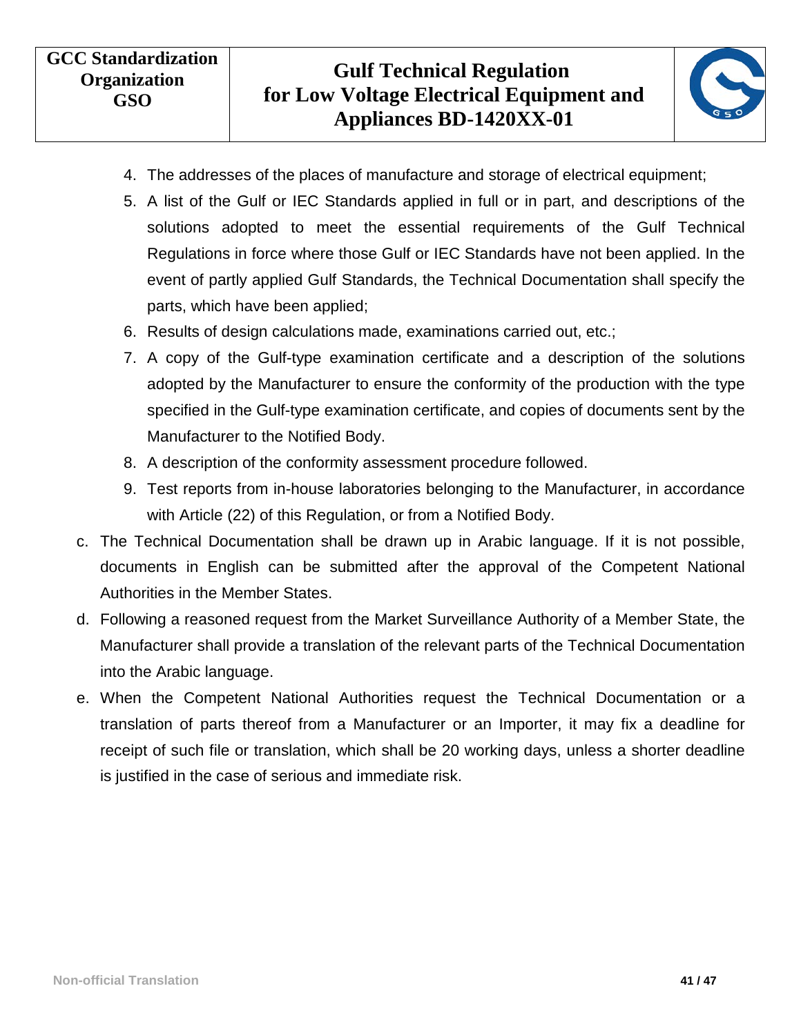4. The addresses of the places of manufacture and storage of electrical equipment;
5. A list of the Gulf or IEC Standards applied in full or in part, and descriptions of the solutions adopted to meet the essential requirements of the Gulf Technical Regulations in force where those Gulf or IEC Standards have not been applied. In the event of partly applied Gulf Standards, the Technical Documentation shall specify the parts, which have been applied;
6. Results of design calculations made, examinations carried out, etc.;
7. A copy of the Gulf-type examination certificate and a description of the solutions adopted by the Manufacturer to ensure the conformity of the production with the type specified in the Gulf-type examination certificate, and copies of documents sent by the Manufacturer to the Notified Body.
8. A description of the conformity assessment procedure followed.
9. Test reports from in-house laboratories belonging to the Manufacturer, in accordance with Article (22) of this Regulation, or from a Notified Body.

c. The Technical Documentation shall be drawn up in Arabic language. If it is not possible, documents in English can be submitted after the approval of the Competent National Authorities in the Member States.

d. Following a reasoned request from the Market Surveillance Authority of a Member State, the Manufacturer shall provide a translation of the relevant parts of the Technical Documentation into the Arabic language.

e. When the Competent National Authorities request the Technical Documentation or a translation of parts thereof from a Manufacturer or an Importer, it may fix a deadline for receipt of such file or translation, which shall be 20 working days, unless a shorter deadline is justified in the case of serious and immediate risk.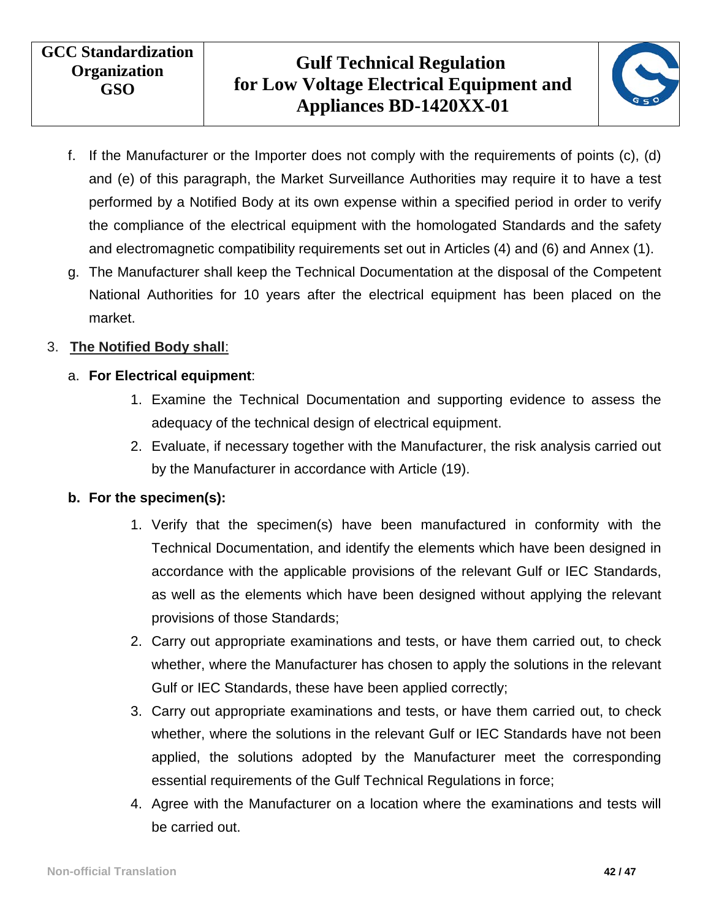f. If the Manufacturer or the Importer does not comply with the requirements of points (c), (d) and (e) of this paragraph, the Market Surveillance Authorities may require it to have a test performed by a Notified Body at its own expense within a specified period in order to verify the compliance of the electrical equipment with the homologated Standards and the safety and electromagnetic compatibility requirements set out in Articles (4) and (6) and Annex (1).

g. The Manufacturer shall keep the Technical Documentation at the disposal of the Competent National Authorities for 10 years after the electrical equipment has been placed on the market.

3. **The Notified Body shall**:

   a. **For Electrical equipment**:

      1. Examine the Technical Documentation and supporting evidence to assess the adequacy of the technical design of electrical equipment.
      2. Evaluate, if necessary together with the Manufacturer, the risk analysis carried out by the Manufacturer in accordance with Article (19).

   **b. For the specimen(s):**

      1. Verify that the specimen(s) have been manufactured in conformity with the Technical Documentation, and identify the elements which have been designed in accordance with the applicable provisions of the relevant Gulf or IEC Standards, as well as the elements which have been designed without applying the relevant provisions of those Standards;
      2. Carry out appropriate examinations and tests, or have them carried out, to check whether, where the Manufacturer has chosen to apply the solutions in the relevant Gulf or IEC Standards, these have been applied correctly;
      3. Carry out appropriate examinations and tests, or have them carried out, to check whether, where the solutions in the relevant Gulf or IEC Standards have not been applied, the solutions adopted by the Manufacturer meet the corresponding essential requirements of the Gulf Technical Regulations in force;
      4. Agree with the Manufacturer on a location where the examinations and tests will be carried out.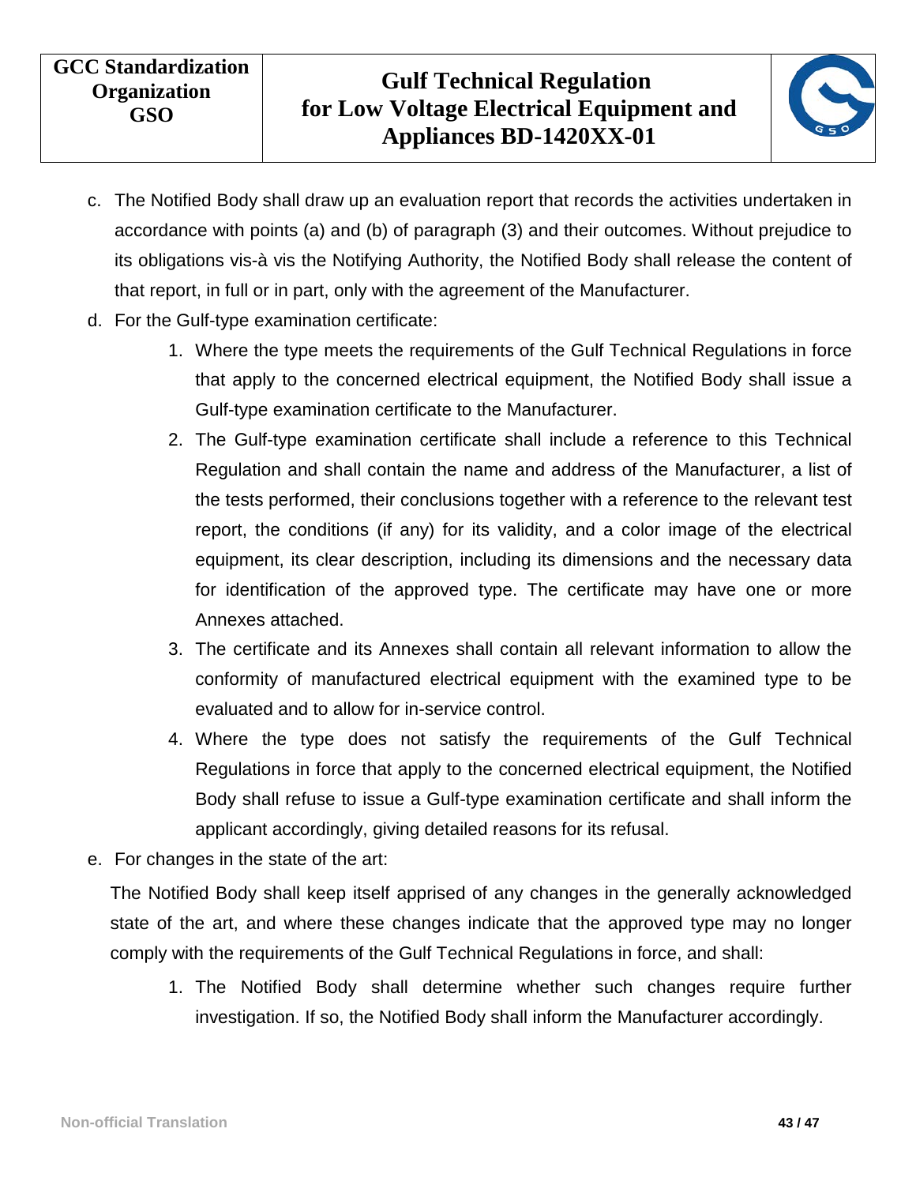c. The Notified Body shall draw up an evaluation report that records the activities undertaken in accordance with points (a) and (b) of paragraph (3) and their outcomes. Without prejudice to its obligations vis-à vis the Notifying Authority, the Notified Body shall release the content of that report, in full or in part, only with the agreement of the Manufacturer.

d. For the Gulf-type examination certificate:

   1. Where the type meets the requirements of the Gulf Technical Regulations in force that apply to the concerned electrical equipment, the Notified Body shall issue a Gulf-type examination certificate to the Manufacturer.
   2. The Gulf-type examination certificate shall include a reference to this Technical Regulation and shall contain the name and address of the Manufacturer, a list of the tests performed, their conclusions together with a reference to the relevant test report, the conditions (if any) for its validity, and a color image of the electrical equipment, its clear description, including its dimensions and the necessary data for identification of the approved type. The certificate may have one or more Annexes attached.
   3. The certificate and its Annexes shall contain all relevant information to allow the conformity of manufactured electrical equipment with the examined type to be evaluated and to allow for in-service control.
   4. Where the type does not satisfy the requirements of the Gulf Technical Regulations in force that apply to the concerned electrical equipment, the Notified Body shall refuse to issue a Gulf-type examination certificate and shall inform the applicant accordingly, giving detailed reasons for its refusal.

e. For changes in the state of the art:

   The Notified Body shall keep itself apprised of any changes in the generally acknowledged state of the art, and where these changes indicate that the approved type may no longer comply with the requirements of the Gulf Technical Regulations in force, and shall:

   1. The Notified Body shall determine whether such changes require further investigation. If so, the Notified Body shall inform the Manufacturer accordingly.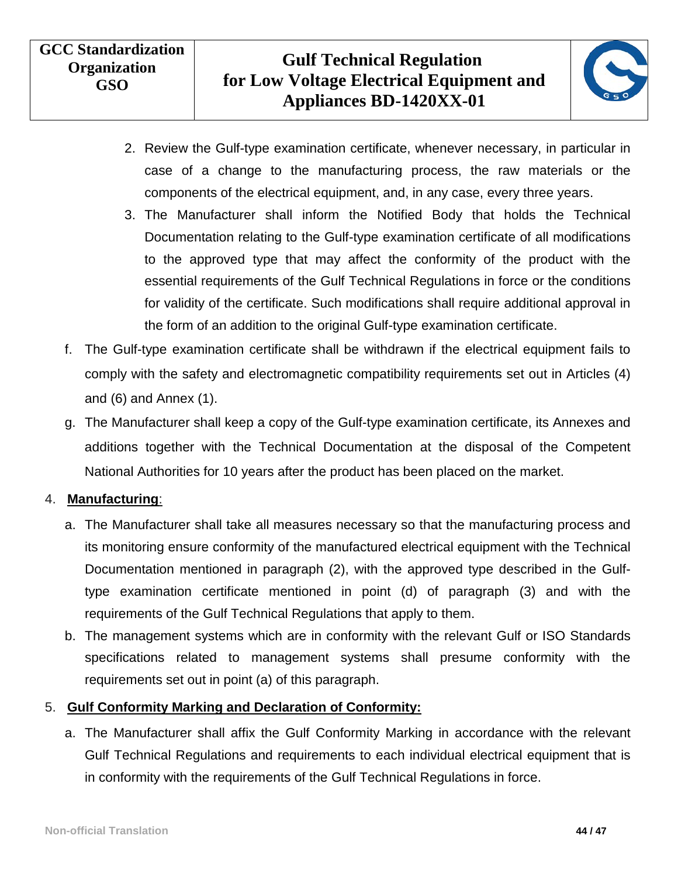2. Review the Gulf-type examination certificate, whenever necessary, in particular in case of a change to the manufacturing process, the raw materials or the components of the electrical equipment, and, in any case, every three years.
3. The Manufacturer shall inform the Notified Body that holds the Technical Documentation relating to the Gulf-type examination certificate of all modifications to the approved type that may affect the conformity of the product with the essential requirements of the Gulf Technical Regulations in force or the conditions for validity of the certificate. Such modifications shall require additional approval in the form of an addition to the original Gulf-type examination certificate.

f. The Gulf-type examination certificate shall be withdrawn if the electrical equipment fails to comply with the safety and electromagnetic compatibility requirements set out in Articles (4) and (6) and Annex (1).

g. The Manufacturer shall keep a copy of the Gulf-type examination certificate, its Annexes and additions together with the Technical Documentation at the disposal of the Competent National Authorities for 10 years after the product has been placed on the market.

4. **Manufacturing**:

a. The Manufacturer shall take all measures necessary so that the manufacturing process and its monitoring ensure conformity of the manufactured electrical equipment with the Technical Documentation mentioned in paragraph (2), with the approved type described in the Gulf-type examination certificate mentioned in point (d) of paragraph (3) and with the requirements of the Gulf Technical Regulations that apply to them.

b. The management systems which are in conformity with the relevant Gulf or ISO Standards specifications related to management systems shall presume conformity with the requirements set out in point (a) of this paragraph.

5. **Gulf Conformity Marking and Declaration of Conformity:**

a. The Manufacturer shall affix the Gulf Conformity Marking in accordance with the relevant Gulf Technical Regulations and requirements to each individual electrical equipment that is in conformity with the requirements of the Gulf Technical Regulations in force.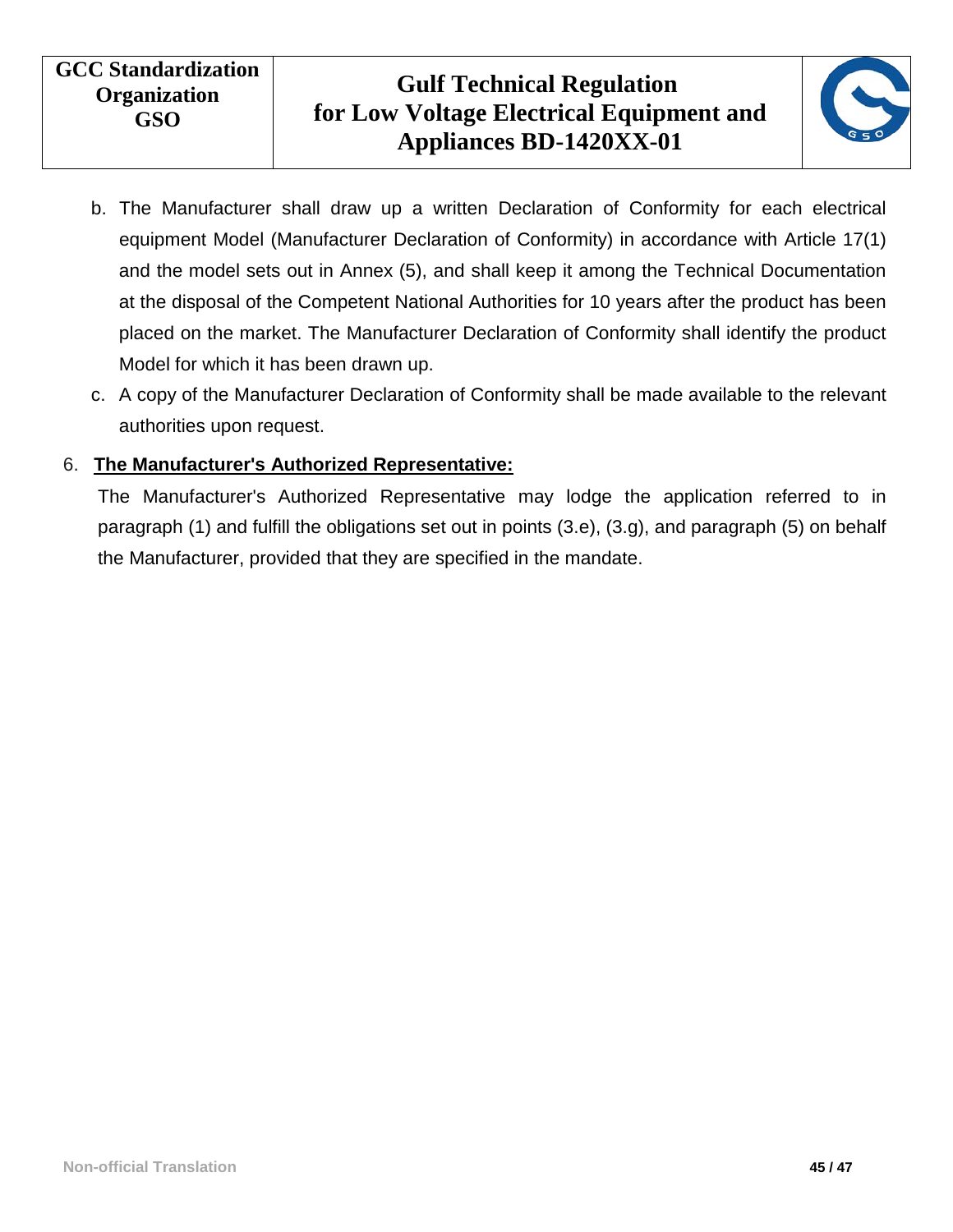b. The Manufacturer shall draw up a written Declaration of Conformity for each electrical equipment Model (Manufacturer Declaration of Conformity) in accordance with Article 17(1) and the model sets out in Annex (5), and shall keep it among the Technical Documentation at the disposal of the Competent National Authorities for 10 years after the product has been placed on the market. The Manufacturer Declaration of Conformity shall identify the product Model for which it has been drawn up.

c. A copy of the Manufacturer Declaration of Conformity shall be made available to the relevant authorities upon request.

6. **The Manufacturer's Authorized Representative:**

The Manufacturer's Authorized Representative may lodge the application referred to in paragraph (1) and fulfill the obligations set out in points (3.e), (3.g), and paragraph (5) on behalf the Manufacturer, provided that they are specified in the mandate.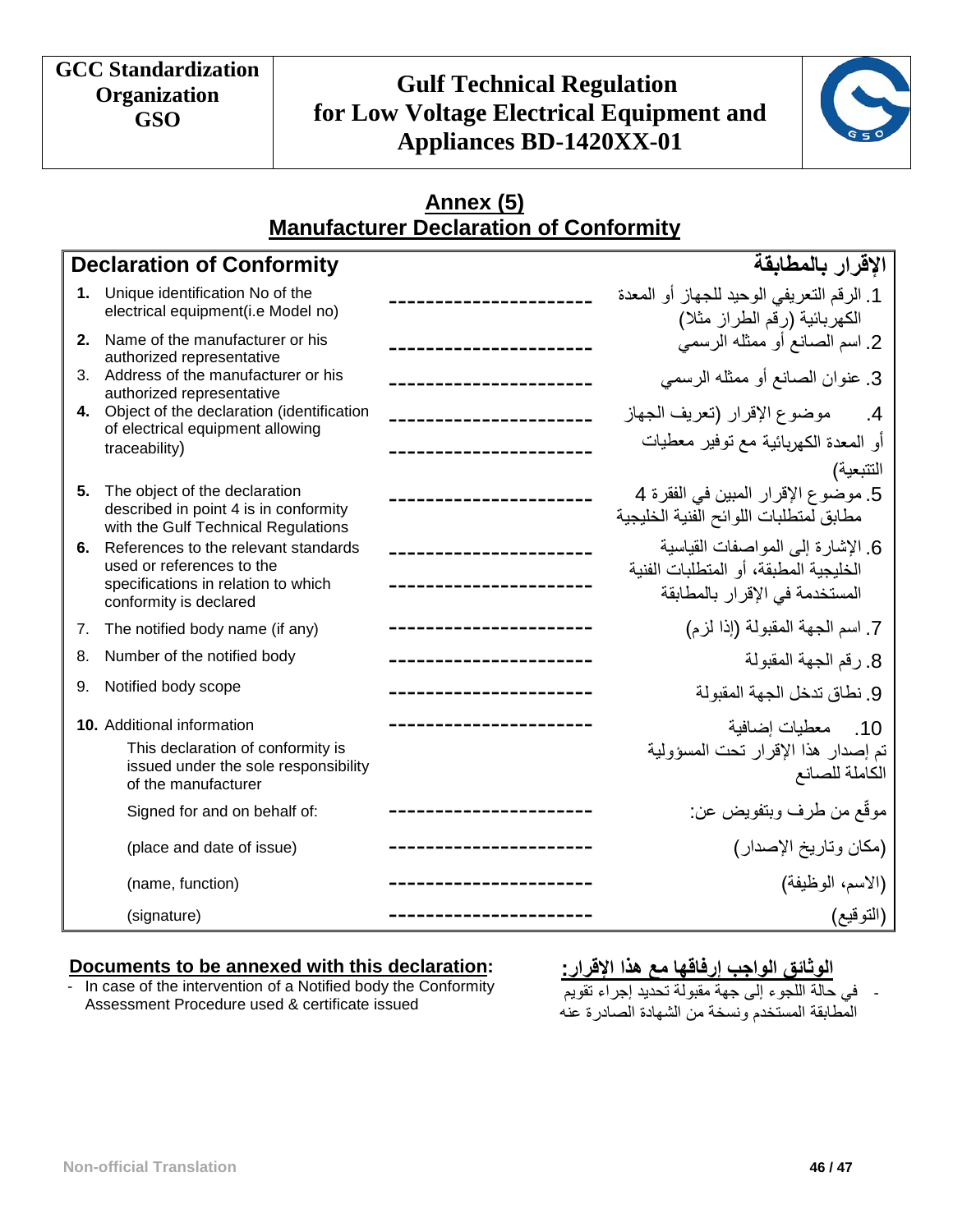## Annex (5)
## Manufacturer Declaration of Conformity

| Declaration of Conformity | | الإقرار بالمطابقة |
|---|---|---|
| **1.** Unique identification No of the electrical equipment(i.e Model no) | ---------------------- | 1. الرقم التعريفي الوحيد للجهاز أو المعدة الكهربائية (رقم الطراز مثلا) |
| **2.** Name of the manufacturer or his authorized representative | ---------------------- | 2. اسم الصانع أو ممثله الرسمي |
| 3. Address of the manufacturer or his authorized representative | ---------------------- | 3. عنوان الصانع أو ممثله الرسمي |
| **4.** Object of the declaration (identification of electrical equipment allowing traceability) | ---------------------- ---------------------- | 4. موضوع الإقرار (تعريف الجهاز أو المعدة الكهربائية مع توفير معطيات التتبعية) |
| **5.** The object of the declaration described in point 4 is in conformity with the Gulf Technical Regulations | ---------------------- | 5. موضوع الإقرار المبين في الفقرة 4 مطابق لمتطلبات اللوائح الفنية الخليجية |
| **6.** References to the relevant standards used or references to the specifications in relation to which conformity is declared | ---------------------- ---------------------- | 6. الإشارة إلى المواصفات القياسية الخليجية المطبقة، أو المتطلبات الفنية المستخدمة في الإقرار بالمطابقة |
| 7. The notified body name (if any) | ---------------------- | 7. اسم الجهة المقبولة (إذا لزم) |
| 8. Number of the notified body | ---------------------- | 8. رقم الجهة المقبولة |
| 9. Notified body scope | ---------------------- | 9. نطاق تدخل الجهة المقبولة |
| **10.** Additional information<br>This declaration of conformity is issued under the sole responsibility of the manufacturer | ---------------------- | 10. معطيات إضافية<br>تم إصدار هذا الإقرار تحت المسؤولية الكاملة للصانع |
| Signed for and on behalf of: | ---------------------- | موقّع من طرف وبتفويض عن: |
| (place and date of issue) | ---------------------- | (مكان وتاريخ الإصدار) |
| (name, function) | ---------------------- | (الاسم، الوظيفة) |
| (signature) | ---------------------- | (التوقيع) |

**Documents to be annexed with this declaration:**

- In case of the intervention of a Notified body the Conformity Assessment Procedure used & certificate issued

**الوثائق الواجب إرفاقها مع هذا الإقرار:**

- في حالة اللجوء إلى جهة مقبولة تحديد إجراء تقويم المطابقة المستخدم ونسخة من الشهادة الصادرة عنه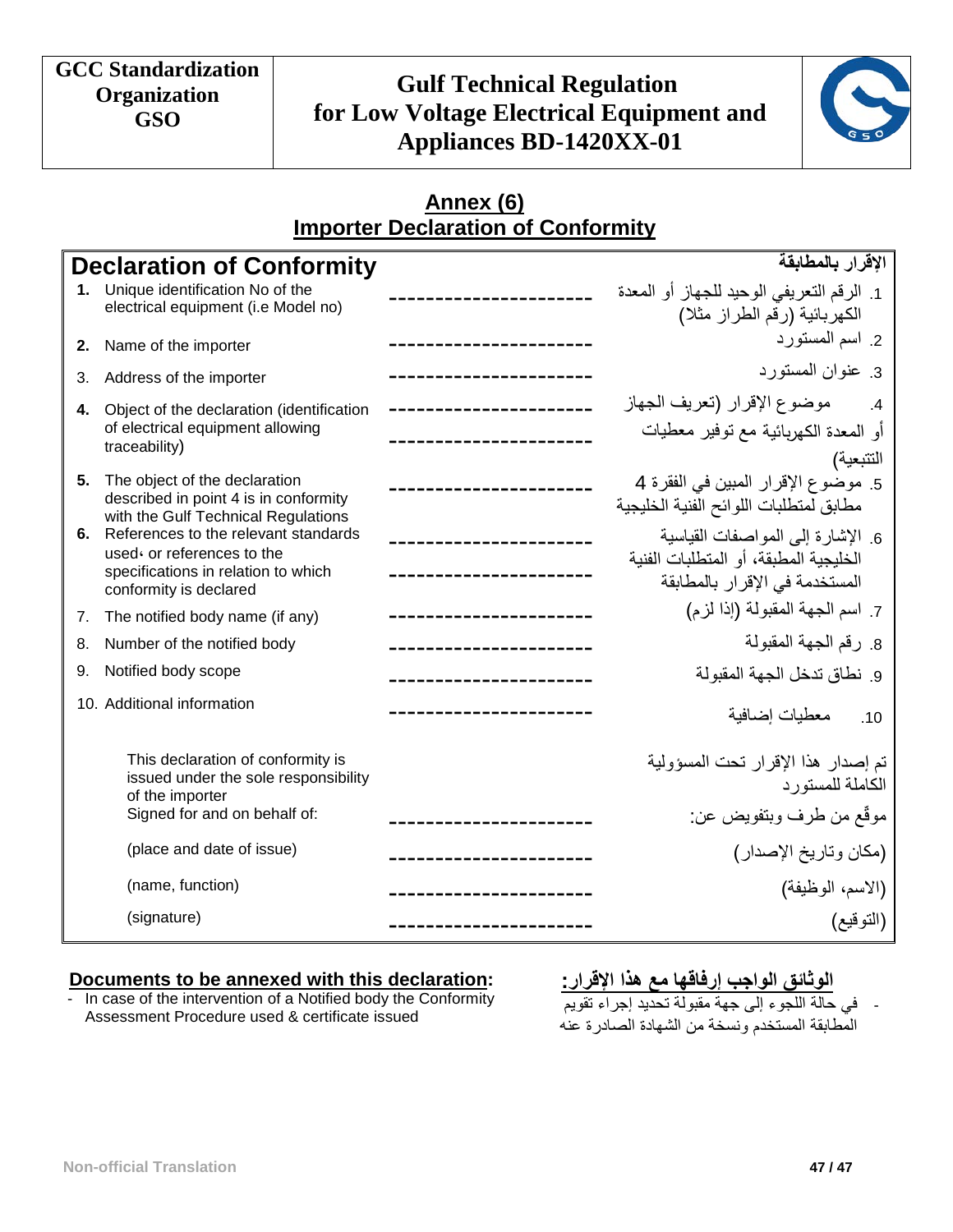| GCC Standardization Organization GSO | Gulf Technical Regulation for Low Voltage Electrical Equipment and Appliances BD-1420XX-01 |
| --- | --- |

## Annex (6)
## Importer Declaration of Conformity

| Declaration of Conformity | | الإقرار بالمطابقة |
| --- | --- | --- |
| **1.** Unique identification No of the electrical equipment (i.e Model no) | ---------------------- | 1. الرقم التعريفي الوحيد للجهاز أو المعدة الكهربائية (رقم الطراز مثلا) |
| **2.** Name of the importer | ---------------------- | 2. اسم المستورد |
| 3. Address of the importer | ---------------------- | 3. عنوان المستورد |
| **4.** Object of the declaration (identification of electrical equipment allowing traceability) | ---------------------- ---------------------- | 4. موضوع الإقرار (تعريف الجهاز أو المعدة الكهربائية مع توفير معطيات التتبعية) |
| **5.** The object of the declaration described in point 4 is in conformity with the Gulf Technical Regulations | ---------------------- | 5. موضوع الإقرار المبين في الفقرة 4 مطابق لمتطلبات اللوائح الفنية الخليجية |
| **6.** References to the relevant standards used، or references to the specifications in relation to which conformity is declared | ---------------------- ---------------------- | 6. الإشارة إلى المواصفات القياسية الخليجية المطبقة، أو المتطلبات الفنية المستخدمة في الإقرار بالمطابقة |
| 7. The notified body name (if any) | ---------------------- | 7. اسم الجهة المقبولة (إذا لزم) |
| 8. Number of the notified body | ---------------------- | 8. رقم الجهة المقبولة |
| 9. Notified body scope | ---------------------- | 9. نطاق تدخل الجهة المقبولة |
| 10. Additional information | ---------------------- | 10. معطيات إضافية |
| This declaration of conformity is issued under the sole responsibility of the importer | | تم إصدار هذا الإقرار تحت المسؤولية الكاملة للمستورد |
| Signed for and on behalf of: | ---------------------- | موقّع من طرف وبتفويض عن: |
| (place and date of issue) | ---------------------- | (مكان وتاريخ الإصدار) |
| (name, function) | ---------------------- | (الاسم، الوظيفة) |
| (signature) | ---------------------- | (التوقيع) |

**Documents to be annexed with this declaration:**

- In case of the intervention of a Notified body the Conformity Assessment Procedure used & certificate issued

**الوثائق الواجب إرفاقها مع هذا الإقرار:**

- في حالة اللجوء إلى جهة مقبولة تحديد إجراء تقويم المطابقة المستخدم ونسخة من الشهادة الصادرة عنه

Non-official Translation